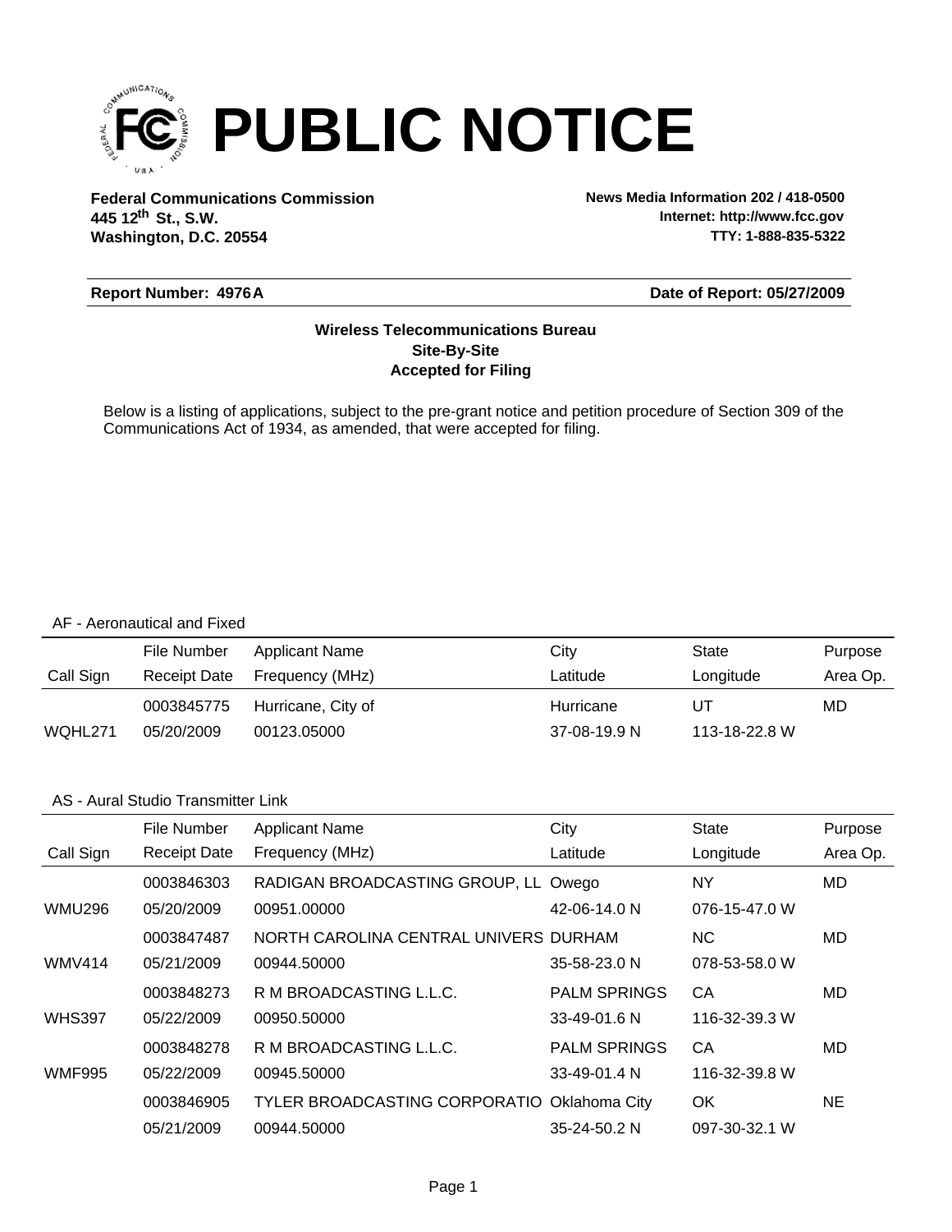# PUBLIC NOTICE

**Federal Communications Commission**
**445 12th St., S.W.**
**Washington, D.C. 20554**

**News Media Information 202 / 418-0500**
**Internet: http://www.fcc.gov**
**TTY: 1-888-835-5322**

**Report Number: 4976A** **Date of Report: 05/27/2009**

**Wireless Telecommunications Bureau**
**Site-By-Site**
**Accepted for Filing**

Below is a listing of applications, subject to the pre-grant notice and petition procedure of Section 309 of the Communications Act of 1934, as amended, that were accepted for filing.

AF - Aeronautical and Fixed

| Call Sign | File Number / Receipt Date | Applicant Name / Frequency (MHz) | City / Latitude | State / Longitude | Purpose / Area Op. |
|---|---|---|---|---|---|
| | 0003845775 | Hurricane, City of | Hurricane | UT | MD |
| WQHL271 | 05/20/2009 | 00123.05000 | 37-08-19.9 N | 113-18-22.8 W | |

AS - Aural Studio Transmitter Link

| Call Sign | File Number / Receipt Date | Applicant Name / Frequency (MHz) | City / Latitude | State / Longitude | Purpose / Area Op. |
|---|---|---|---|---|---|
| | 0003846303 | RADIGAN BROADCASTING GROUP, LL | Owego | NY | MD |
| WMU296 | 05/20/2009 | 00951.00000 | 42-06-14.0 N | 076-15-47.0 W | |
| | 0003847487 | NORTH CAROLINA CENTRAL UNIVERS | DURHAM | NC | MD |
| WMV414 | 05/21/2009 | 00944.50000 | 35-58-23.0 N | 078-53-58.0 W | |
| | 0003848273 | R M BROADCASTING L.L.C. | PALM SPRINGS | CA | MD |
| WHS397 | 05/22/2009 | 00950.50000 | 33-49-01.6 N | 116-32-39.3 W | |
| | 0003848278 | R M BROADCASTING L.L.C. | PALM SPRINGS | CA | MD |
| WMF995 | 05/22/2009 | 00945.50000 | 33-49-01.4 N | 116-32-39.8 W | |
| | 0003846905 | TYLER BROADCASTING CORPORATIO | Oklahoma City | OK | NE |
| | 05/21/2009 | 00944.50000 | 35-24-50.2 N | 097-30-32.1 W | |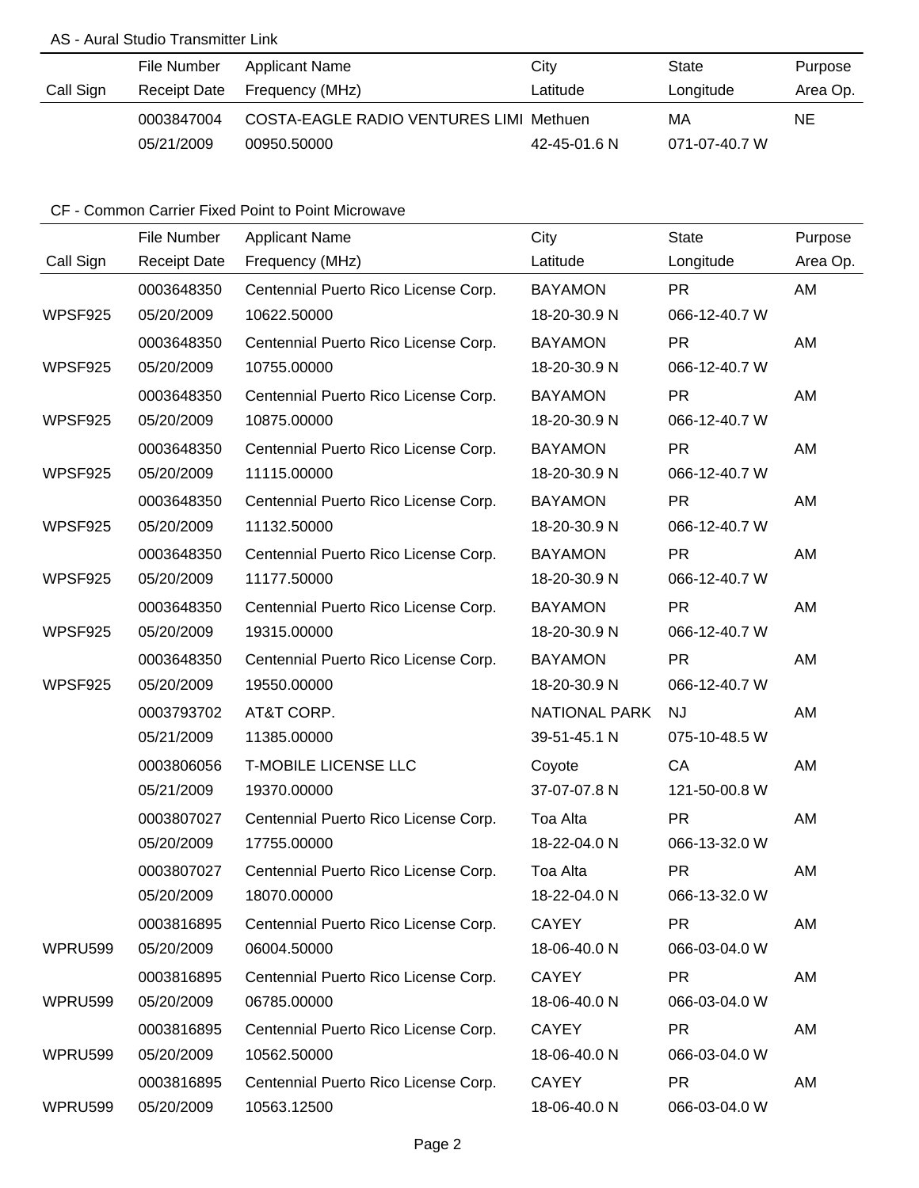AS - Aural Studio Transmitter Link

| Call Sign | File Number<br>Receipt Date | Applicant Name<br>Frequency (MHz) | City<br>Latitude | State<br>Longitude | Purpose<br>Area Op. |
|---|---|---|---|---|---|
| | 0003847004<br>05/21/2009 | COSTA-EAGLE RADIO VENTURES LIMI<br>00950.50000 | Methuen<br>42-45-01.6 N | MA<br>071-07-40.7 W | NE |

CF - Common Carrier Fixed Point to Point Microwave

| Call Sign | File Number<br>Receipt Date | Applicant Name<br>Frequency (MHz) | City<br>Latitude | State<br>Longitude | Purpose<br>Area Op. |
|---|---|---|---|---|---|
| WPSF925 | 0003648350<br>05/20/2009 | Centennial Puerto Rico License Corp.<br>10622.50000 | BAYAMON<br>18-20-30.9 N | PR<br>066-12-40.7 W | AM |
| WPSF925 | 0003648350<br>05/20/2009 | Centennial Puerto Rico License Corp.<br>10755.00000 | BAYAMON<br>18-20-30.9 N | PR<br>066-12-40.7 W | AM |
| WPSF925 | 0003648350<br>05/20/2009 | Centennial Puerto Rico License Corp.<br>10875.00000 | BAYAMON<br>18-20-30.9 N | PR<br>066-12-40.7 W | AM |
| WPSF925 | 0003648350<br>05/20/2009 | Centennial Puerto Rico License Corp.<br>11115.00000 | BAYAMON<br>18-20-30.9 N | PR<br>066-12-40.7 W | AM |
| WPSF925 | 0003648350<br>05/20/2009 | Centennial Puerto Rico License Corp.<br>11132.50000 | BAYAMON<br>18-20-30.9 N | PR<br>066-12-40.7 W | AM |
| WPSF925 | 0003648350<br>05/20/2009 | Centennial Puerto Rico License Corp.<br>11177.50000 | BAYAMON<br>18-20-30.9 N | PR<br>066-12-40.7 W | AM |
| WPSF925 | 0003648350<br>05/20/2009 | Centennial Puerto Rico License Corp.<br>19315.00000 | BAYAMON<br>18-20-30.9 N | PR<br>066-12-40.7 W | AM |
| WPSF925 | 0003648350<br>05/20/2009 | Centennial Puerto Rico License Corp.<br>19550.00000 | BAYAMON<br>18-20-30.9 N | PR<br>066-12-40.7 W | AM |
| | 0003793702<br>05/21/2009 | AT&T CORP.<br>11385.00000 | NATIONAL PARK<br>39-51-45.1 N | NJ<br>075-10-48.5 W | AM |
| | 0003806056<br>05/21/2009 | T-MOBILE LICENSE LLC<br>19370.00000 | Coyote<br>37-07-07.8 N | CA<br>121-50-00.8 W | AM |
| | 0003807027<br>05/20/2009 | Centennial Puerto Rico License Corp.<br>17755.00000 | Toa Alta<br>18-22-04.0 N | PR<br>066-13-32.0 W | AM |
| | 0003807027<br>05/20/2009 | Centennial Puerto Rico License Corp.<br>18070.00000 | Toa Alta<br>18-22-04.0 N | PR<br>066-13-32.0 W | AM |
| WPRU599 | 0003816895<br>05/20/2009 | Centennial Puerto Rico License Corp.<br>06004.50000 | CAYEY<br>18-06-40.0 N | PR<br>066-03-04.0 W | AM |
| WPRU599 | 0003816895<br>05/20/2009 | Centennial Puerto Rico License Corp.<br>06785.00000 | CAYEY<br>18-06-40.0 N | PR<br>066-03-04.0 W | AM |
| WPRU599 | 0003816895<br>05/20/2009 | Centennial Puerto Rico License Corp.<br>10562.50000 | CAYEY<br>18-06-40.0 N | PR<br>066-03-04.0 W | AM |
| WPRU599 | 0003816895<br>05/20/2009 | Centennial Puerto Rico License Corp.<br>10563.12500 | CAYEY<br>18-06-40.0 N | PR<br>066-03-04.0 W | AM |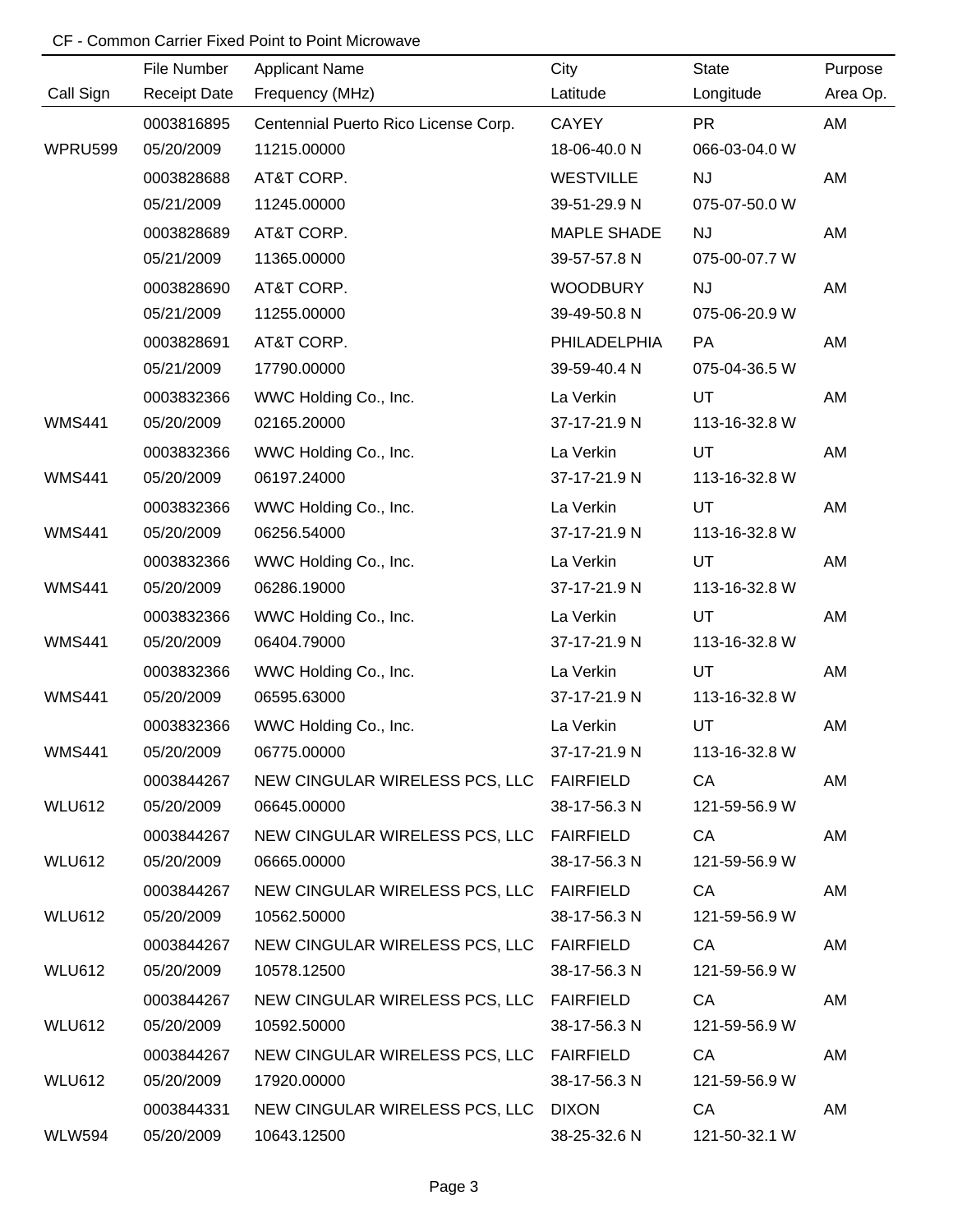CF - Common Carrier Fixed Point to Point Microwave

| Call Sign | File Number / Receipt Date | Applicant Name / Frequency (MHz) | City / Latitude | State / Longitude | Purpose / Area Op. |
|---|---|---|---|---|---|
| | 0003816895 | Centennial Puerto Rico License Corp. | CAYEY | PR | AM |
| WPRU599 | 05/20/2009 | 11215.00000 | 18-06-40.0 N | 066-03-04.0 W | |
| | 0003828688 | AT&T CORP. | WESTVILLE | NJ | AM |
| | 05/21/2009 | 11245.00000 | 39-51-29.9 N | 075-07-50.0 W | |
| | 0003828689 | AT&T CORP. | MAPLE SHADE | NJ | AM |
| | 05/21/2009 | 11365.00000 | 39-57-57.8 N | 075-00-07.7 W | |
| | 0003828690 | AT&T CORP. | WOODBURY | NJ | AM |
| | 05/21/2009 | 11255.00000 | 39-49-50.8 N | 075-06-20.9 W | |
| | 0003828691 | AT&T CORP. | PHILADELPHIA | PA | AM |
| | 05/21/2009 | 17790.00000 | 39-59-40.4 N | 075-04-36.5 W | |
| | 0003832366 | WWC Holding Co., Inc. | La Verkin | UT | AM |
| WMS441 | 05/20/2009 | 02165.20000 | 37-17-21.9 N | 113-16-32.8 W | |
| | 0003832366 | WWC Holding Co., Inc. | La Verkin | UT | AM |
| WMS441 | 05/20/2009 | 06197.24000 | 37-17-21.9 N | 113-16-32.8 W | |
| | 0003832366 | WWC Holding Co., Inc. | La Verkin | UT | AM |
| WMS441 | 05/20/2009 | 06256.54000 | 37-17-21.9 N | 113-16-32.8 W | |
| | 0003832366 | WWC Holding Co., Inc. | La Verkin | UT | AM |
| WMS441 | 05/20/2009 | 06286.19000 | 37-17-21.9 N | 113-16-32.8 W | |
| | 0003832366 | WWC Holding Co., Inc. | La Verkin | UT | AM |
| WMS441 | 05/20/2009 | 06404.79000 | 37-17-21.9 N | 113-16-32.8 W | |
| | 0003832366 | WWC Holding Co., Inc. | La Verkin | UT | AM |
| WMS441 | 05/20/2009 | 06595.63000 | 37-17-21.9 N | 113-16-32.8 W | |
| | 0003832366 | WWC Holding Co., Inc. | La Verkin | UT | AM |
| WMS441 | 05/20/2009 | 06775.00000 | 37-17-21.9 N | 113-16-32.8 W | |
| | 0003844267 | NEW CINGULAR WIRELESS PCS, LLC | FAIRFIELD | CA | AM |
| WLU612 | 05/20/2009 | 06645.00000 | 38-17-56.3 N | 121-59-56.9 W | |
| | 0003844267 | NEW CINGULAR WIRELESS PCS, LLC | FAIRFIELD | CA | AM |
| WLU612 | 05/20/2009 | 06665.00000 | 38-17-56.3 N | 121-59-56.9 W | |
| | 0003844267 | NEW CINGULAR WIRELESS PCS, LLC | FAIRFIELD | CA | AM |
| WLU612 | 05/20/2009 | 10562.50000 | 38-17-56.3 N | 121-59-56.9 W | |
| | 0003844267 | NEW CINGULAR WIRELESS PCS, LLC | FAIRFIELD | CA | AM |
| WLU612 | 05/20/2009 | 10578.12500 | 38-17-56.3 N | 121-59-56.9 W | |
| | 0003844267 | NEW CINGULAR WIRELESS PCS, LLC | FAIRFIELD | CA | AM |
| WLU612 | 05/20/2009 | 10592.50000 | 38-17-56.3 N | 121-59-56.9 W | |
| | 0003844267 | NEW CINGULAR WIRELESS PCS, LLC | FAIRFIELD | CA | AM |
| WLU612 | 05/20/2009 | 17920.00000 | 38-17-56.3 N | 121-59-56.9 W | |
| | 0003844331 | NEW CINGULAR WIRELESS PCS, LLC | DIXON | CA | AM |
| WLW594 | 05/20/2009 | 10643.12500 | 38-25-32.6 N | 121-50-32.1 W | |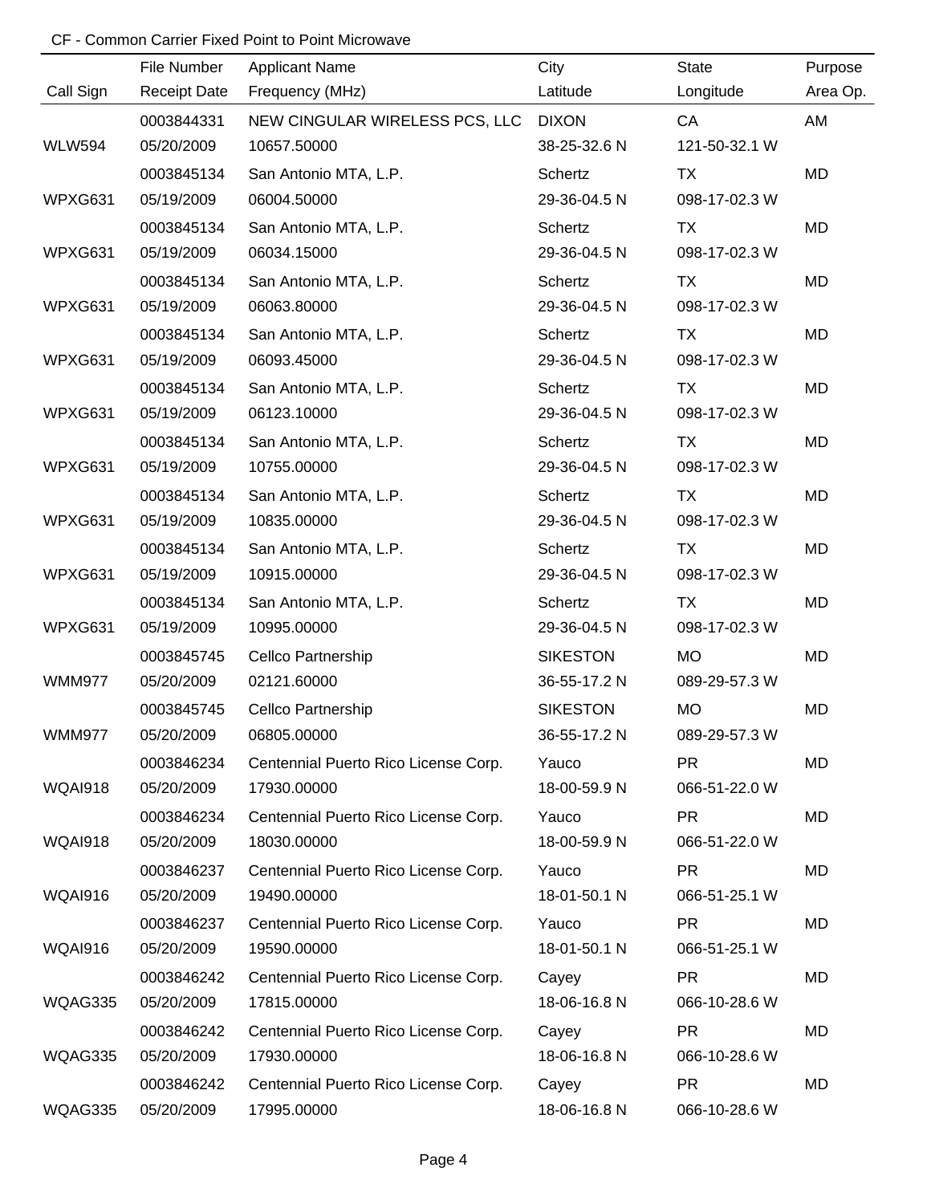CF - Common Carrier Fixed Point to Point Microwave

| Call Sign | File Number<br>Receipt Date | Applicant Name<br>Frequency (MHz) | City<br>Latitude | State<br>Longitude | Purpose<br>Area Op. |
|---|---|---|---|---|---|
| WLW594 | 0003844331<br>05/20/2009 | NEW CINGULAR WIRELESS PCS, LLC<br>10657.50000 | DIXON<br>38-25-32.6 N | CA<br>121-50-32.1 W | AM |
| WPXG631 | 0003845134<br>05/19/2009 | San Antonio MTA, L.P.<br>06004.50000 | Schertz<br>29-36-04.5 N | TX<br>098-17-02.3 W | MD |
| WPXG631 | 0003845134<br>05/19/2009 | San Antonio MTA, L.P.<br>06034.15000 | Schertz<br>29-36-04.5 N | TX<br>098-17-02.3 W | MD |
| WPXG631 | 0003845134<br>05/19/2009 | San Antonio MTA, L.P.<br>06063.80000 | Schertz<br>29-36-04.5 N | TX<br>098-17-02.3 W | MD |
| WPXG631 | 0003845134<br>05/19/2009 | San Antonio MTA, L.P.<br>06093.45000 | Schertz<br>29-36-04.5 N | TX<br>098-17-02.3 W | MD |
| WPXG631 | 0003845134<br>05/19/2009 | San Antonio MTA, L.P.<br>06123.10000 | Schertz<br>29-36-04.5 N | TX<br>098-17-02.3 W | MD |
| WPXG631 | 0003845134<br>05/19/2009 | San Antonio MTA, L.P.<br>10755.00000 | Schertz<br>29-36-04.5 N | TX<br>098-17-02.3 W | MD |
| WPXG631 | 0003845134<br>05/19/2009 | San Antonio MTA, L.P.<br>10835.00000 | Schertz<br>29-36-04.5 N | TX<br>098-17-02.3 W | MD |
| WPXG631 | 0003845134<br>05/19/2009 | San Antonio MTA, L.P.<br>10915.00000 | Schertz<br>29-36-04.5 N | TX<br>098-17-02.3 W | MD |
| WPXG631 | 0003845134<br>05/19/2009 | San Antonio MTA, L.P.<br>10995.00000 | Schertz<br>29-36-04.5 N | TX<br>098-17-02.3 W | MD |
| WMM977 | 0003845745<br>05/20/2009 | Cellco Partnership<br>02121.60000 | SIKESTON<br>36-55-17.2 N | MO<br>089-29-57.3 W | MD |
| WMM977 | 0003845745<br>05/20/2009 | Cellco Partnership<br>06805.00000 | SIKESTON<br>36-55-17.2 N | MO<br>089-29-57.3 W | MD |
| WQAI918 | 0003846234<br>05/20/2009 | Centennial Puerto Rico License Corp.<br>17930.00000 | Yauco<br>18-00-59.9 N | PR<br>066-51-22.0 W | MD |
| WQAI918 | 0003846234<br>05/20/2009 | Centennial Puerto Rico License Corp.<br>18030.00000 | Yauco<br>18-00-59.9 N | PR<br>066-51-22.0 W | MD |
| WQAI916 | 0003846237<br>05/20/2009 | Centennial Puerto Rico License Corp.<br>19490.00000 | Yauco<br>18-01-50.1 N | PR<br>066-51-25.1 W | MD |
| WQAI916 | 0003846237<br>05/20/2009 | Centennial Puerto Rico License Corp.<br>19590.00000 | Yauco<br>18-01-50.1 N | PR<br>066-51-25.1 W | MD |
| WQAG335 | 0003846242<br>05/20/2009 | Centennial Puerto Rico License Corp.<br>17815.00000 | Cayey<br>18-06-16.8 N | PR<br>066-10-28.6 W | MD |
| WQAG335 | 0003846242<br>05/20/2009 | Centennial Puerto Rico License Corp.<br>17930.00000 | Cayey<br>18-06-16.8 N | PR<br>066-10-28.6 W | MD |
| WQAG335 | 0003846242<br>05/20/2009 | Centennial Puerto Rico License Corp.<br>17995.00000 | Cayey<br>18-06-16.8 N | PR<br>066-10-28.6 W | MD |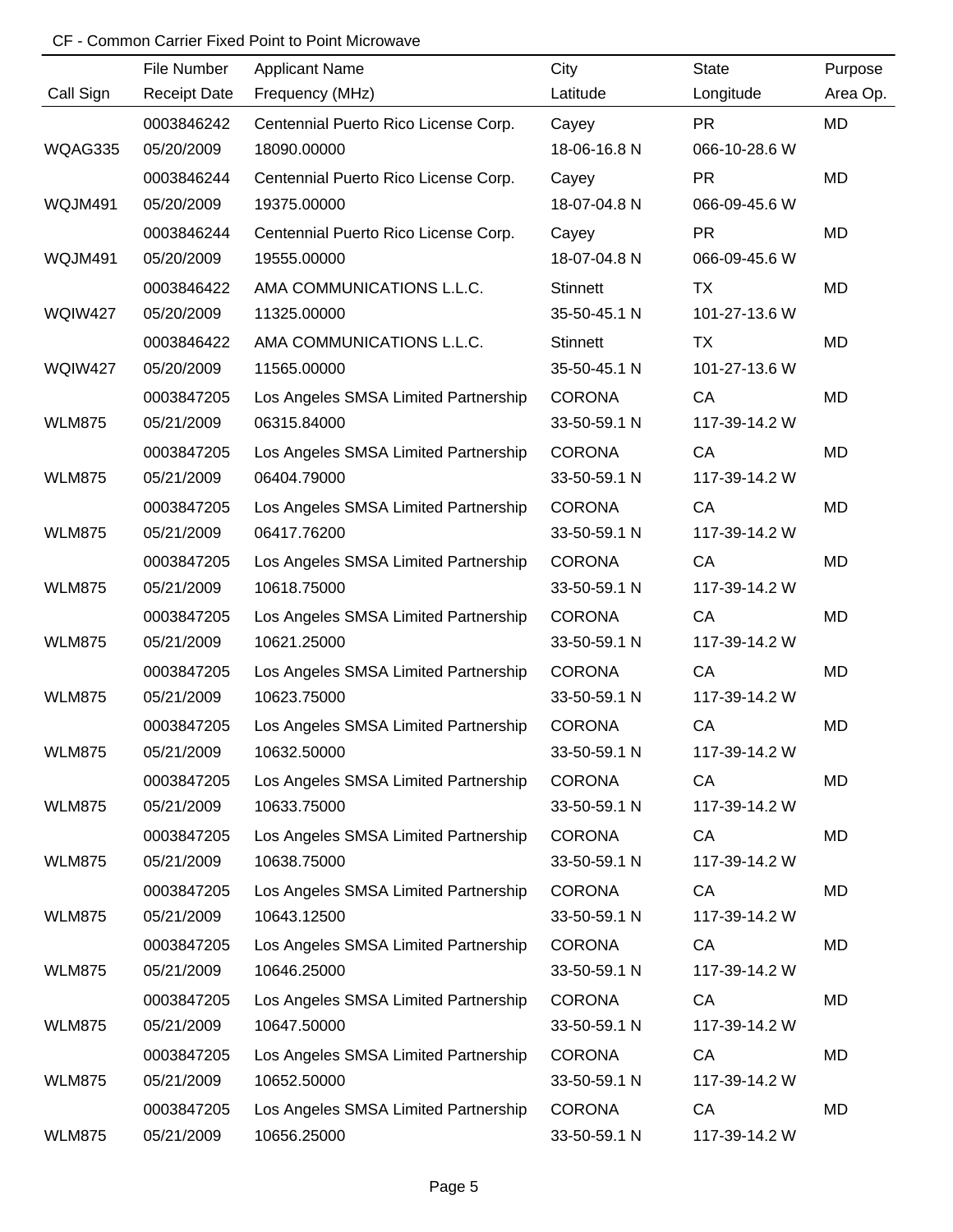CF - Common Carrier Fixed Point to Point Microwave

| Call Sign | File Number / Receipt Date | Applicant Name / Frequency (MHz) | City / Latitude | State / Longitude | Purpose / Area Op. |
|---|---|---|---|---|---|
| WQAG335 | 0003846242 05/20/2009 | Centennial Puerto Rico License Corp. 18090.00000 | Cayey 18-06-16.8 N | PR 066-10-28.6 W | MD |
| WQJM491 | 0003846244 05/20/2009 | Centennial Puerto Rico License Corp. 19375.00000 | Cayey 18-07-04.8 N | PR 066-09-45.6 W | MD |
| WQJM491 | 0003846244 05/20/2009 | Centennial Puerto Rico License Corp. 19555.00000 | Cayey 18-07-04.8 N | PR 066-09-45.6 W | MD |
| WQIW427 | 0003846422 05/20/2009 | AMA COMMUNICATIONS L.L.C. 11325.00000 | Stinnett 35-50-45.1 N | TX 101-27-13.6 W | MD |
| WQIW427 | 0003846422 05/20/2009 | AMA COMMUNICATIONS L.L.C. 11565.00000 | Stinnett 35-50-45.1 N | TX 101-27-13.6 W | MD |
| WLM875 | 0003847205 05/21/2009 | Los Angeles SMSA Limited Partnership 06315.84000 | CORONA 33-50-59.1 N | CA 117-39-14.2 W | MD |
| WLM875 | 0003847205 05/21/2009 | Los Angeles SMSA Limited Partnership 06404.79000 | CORONA 33-50-59.1 N | CA 117-39-14.2 W | MD |
| WLM875 | 0003847205 05/21/2009 | Los Angeles SMSA Limited Partnership 06417.76200 | CORONA 33-50-59.1 N | CA 117-39-14.2 W | MD |
| WLM875 | 0003847205 05/21/2009 | Los Angeles SMSA Limited Partnership 10618.75000 | CORONA 33-50-59.1 N | CA 117-39-14.2 W | MD |
| WLM875 | 0003847205 05/21/2009 | Los Angeles SMSA Limited Partnership 10621.25000 | CORONA 33-50-59.1 N | CA 117-39-14.2 W | MD |
| WLM875 | 0003847205 05/21/2009 | Los Angeles SMSA Limited Partnership 10623.75000 | CORONA 33-50-59.1 N | CA 117-39-14.2 W | MD |
| WLM875 | 0003847205 05/21/2009 | Los Angeles SMSA Limited Partnership 10632.50000 | CORONA 33-50-59.1 N | CA 117-39-14.2 W | MD |
| WLM875 | 0003847205 05/21/2009 | Los Angeles SMSA Limited Partnership 10633.75000 | CORONA 33-50-59.1 N | CA 117-39-14.2 W | MD |
| WLM875 | 0003847205 05/21/2009 | Los Angeles SMSA Limited Partnership 10638.75000 | CORONA 33-50-59.1 N | CA 117-39-14.2 W | MD |
| WLM875 | 0003847205 05/21/2009 | Los Angeles SMSA Limited Partnership 10643.12500 | CORONA 33-50-59.1 N | CA 117-39-14.2 W | MD |
| WLM875 | 0003847205 05/21/2009 | Los Angeles SMSA Limited Partnership 10646.25000 | CORONA 33-50-59.1 N | CA 117-39-14.2 W | MD |
| WLM875 | 0003847205 05/21/2009 | Los Angeles SMSA Limited Partnership 10647.50000 | CORONA 33-50-59.1 N | CA 117-39-14.2 W | MD |
| WLM875 | 0003847205 05/21/2009 | Los Angeles SMSA Limited Partnership 10652.50000 | CORONA 33-50-59.1 N | CA 117-39-14.2 W | MD |
| WLM875 | 0003847205 05/21/2009 | Los Angeles SMSA Limited Partnership 10656.25000 | CORONA 33-50-59.1 N | CA 117-39-14.2 W | MD |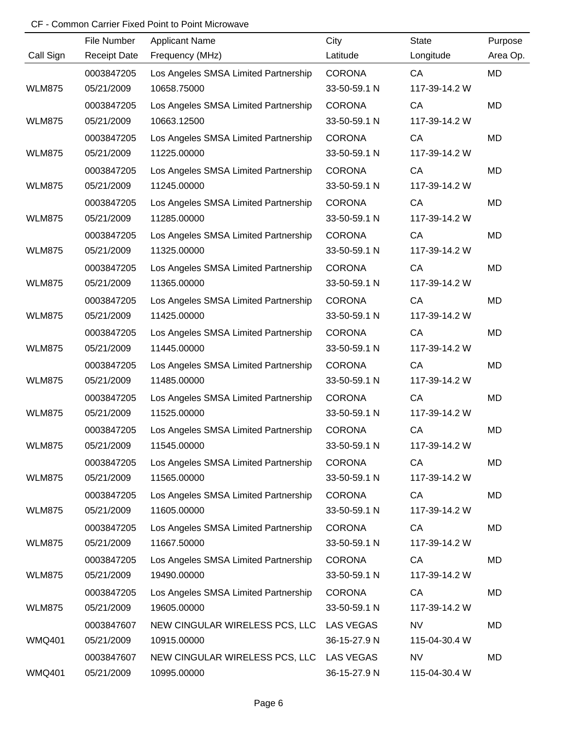CF - Common Carrier Fixed Point to Point Microwave

| Call Sign | File Number / Receipt Date | Applicant Name / Frequency (MHz) | City / Latitude | State / Longitude | Purpose / Area Op. |
|---|---|---|---|---|---|
| | 0003847205 | Los Angeles SMSA Limited Partnership | CORONA | CA | MD |
| WLM875 | 05/21/2009 | 10658.75000 | 33-50-59.1 N | 117-39-14.2 W | |
| | 0003847205 | Los Angeles SMSA Limited Partnership | CORONA | CA | MD |
| WLM875 | 05/21/2009 | 10663.12500 | 33-50-59.1 N | 117-39-14.2 W | |
| | 0003847205 | Los Angeles SMSA Limited Partnership | CORONA | CA | MD |
| WLM875 | 05/21/2009 | 11225.00000 | 33-50-59.1 N | 117-39-14.2 W | |
| | 0003847205 | Los Angeles SMSA Limited Partnership | CORONA | CA | MD |
| WLM875 | 05/21/2009 | 11245.00000 | 33-50-59.1 N | 117-39-14.2 W | |
| | 0003847205 | Los Angeles SMSA Limited Partnership | CORONA | CA | MD |
| WLM875 | 05/21/2009 | 11285.00000 | 33-50-59.1 N | 117-39-14.2 W | |
| | 0003847205 | Los Angeles SMSA Limited Partnership | CORONA | CA | MD |
| WLM875 | 05/21/2009 | 11325.00000 | 33-50-59.1 N | 117-39-14.2 W | |
| | 0003847205 | Los Angeles SMSA Limited Partnership | CORONA | CA | MD |
| WLM875 | 05/21/2009 | 11365.00000 | 33-50-59.1 N | 117-39-14.2 W | |
| | 0003847205 | Los Angeles SMSA Limited Partnership | CORONA | CA | MD |
| WLM875 | 05/21/2009 | 11425.00000 | 33-50-59.1 N | 117-39-14.2 W | |
| | 0003847205 | Los Angeles SMSA Limited Partnership | CORONA | CA | MD |
| WLM875 | 05/21/2009 | 11445.00000 | 33-50-59.1 N | 117-39-14.2 W | |
| | 0003847205 | Los Angeles SMSA Limited Partnership | CORONA | CA | MD |
| WLM875 | 05/21/2009 | 11485.00000 | 33-50-59.1 N | 117-39-14.2 W | |
| | 0003847205 | Los Angeles SMSA Limited Partnership | CORONA | CA | MD |
| WLM875 | 05/21/2009 | 11525.00000 | 33-50-59.1 N | 117-39-14.2 W | |
| | 0003847205 | Los Angeles SMSA Limited Partnership | CORONA | CA | MD |
| WLM875 | 05/21/2009 | 11545.00000 | 33-50-59.1 N | 117-39-14.2 W | |
| | 0003847205 | Los Angeles SMSA Limited Partnership | CORONA | CA | MD |
| WLM875 | 05/21/2009 | 11565.00000 | 33-50-59.1 N | 117-39-14.2 W | |
| | 0003847205 | Los Angeles SMSA Limited Partnership | CORONA | CA | MD |
| WLM875 | 05/21/2009 | 11605.00000 | 33-50-59.1 N | 117-39-14.2 W | |
| | 0003847205 | Los Angeles SMSA Limited Partnership | CORONA | CA | MD |
| WLM875 | 05/21/2009 | 11667.50000 | 33-50-59.1 N | 117-39-14.2 W | |
| | 0003847205 | Los Angeles SMSA Limited Partnership | CORONA | CA | MD |
| WLM875 | 05/21/2009 | 19490.00000 | 33-50-59.1 N | 117-39-14.2 W | |
| | 0003847205 | Los Angeles SMSA Limited Partnership | CORONA | CA | MD |
| WLM875 | 05/21/2009 | 19605.00000 | 33-50-59.1 N | 117-39-14.2 W | |
| | 0003847607 | NEW CINGULAR WIRELESS PCS, LLC | LAS VEGAS | NV | MD |
| WMQ401 | 05/21/2009 | 10915.00000 | 36-15-27.9 N | 115-04-30.4 W | |
| | 0003847607 | NEW CINGULAR WIRELESS PCS, LLC | LAS VEGAS | NV | MD |
| WMQ401 | 05/21/2009 | 10995.00000 | 36-15-27.9 N | 115-04-30.4 W | |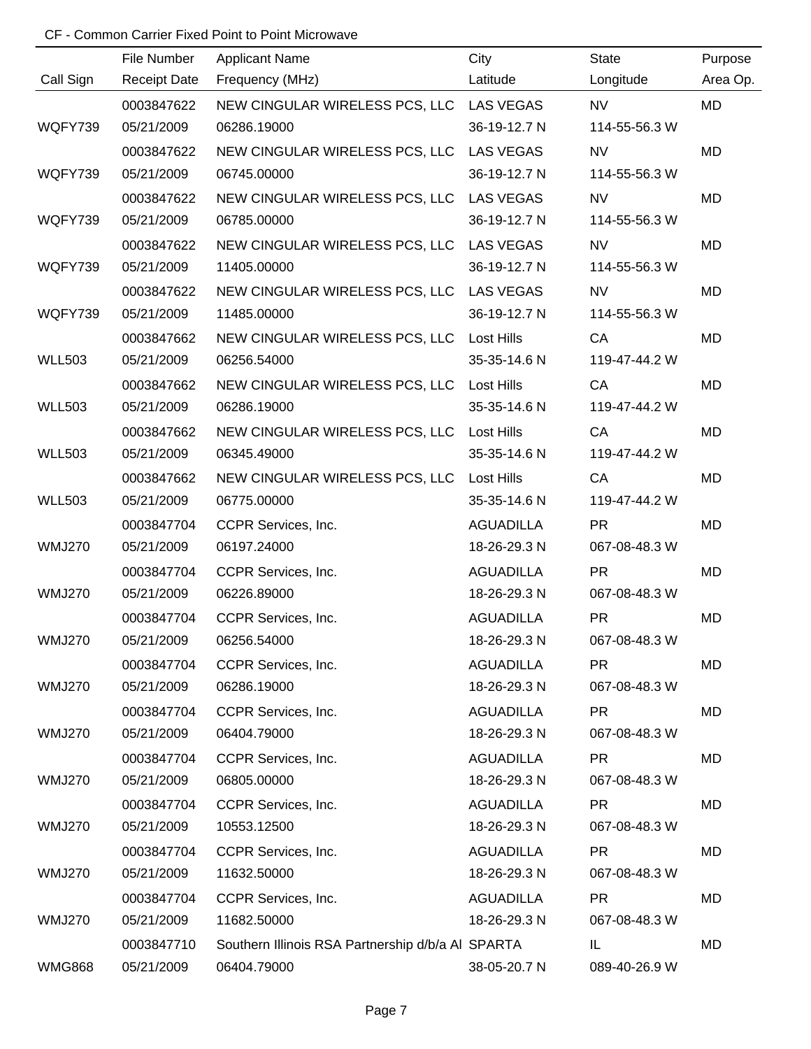CF - Common Carrier Fixed Point to Point Microwave

| Call Sign | File Number<br>Receipt Date | Applicant Name<br>Frequency (MHz) | City<br>Latitude | State<br>Longitude | Purpose<br>Area Op. |
|---|---|---|---|---|---|
| WQFY739 | 0003847622<br>05/21/2009 | NEW CINGULAR WIRELESS PCS, LLC<br>06286.19000 | LAS VEGAS<br>36-19-12.7 N | NV<br>114-55-56.3 W | MD |
| WQFY739 | 0003847622<br>05/21/2009 | NEW CINGULAR WIRELESS PCS, LLC<br>06745.00000 | LAS VEGAS<br>36-19-12.7 N | NV<br>114-55-56.3 W | MD |
| WQFY739 | 0003847622<br>05/21/2009 | NEW CINGULAR WIRELESS PCS, LLC<br>06785.00000 | LAS VEGAS<br>36-19-12.7 N | NV<br>114-55-56.3 W | MD |
| WQFY739 | 0003847622<br>05/21/2009 | NEW CINGULAR WIRELESS PCS, LLC<br>11405.00000 | LAS VEGAS<br>36-19-12.7 N | NV<br>114-55-56.3 W | MD |
| WQFY739 | 0003847622<br>05/21/2009 | NEW CINGULAR WIRELESS PCS, LLC<br>11485.00000 | LAS VEGAS<br>36-19-12.7 N | NV<br>114-55-56.3 W | MD |
| WLL503 | 0003847662<br>05/21/2009 | NEW CINGULAR WIRELESS PCS, LLC<br>06256.54000 | Lost Hills<br>35-35-14.6 N | CA<br>119-47-44.2 W | MD |
| WLL503 | 0003847662<br>05/21/2009 | NEW CINGULAR WIRELESS PCS, LLC<br>06286.19000 | Lost Hills<br>35-35-14.6 N | CA<br>119-47-44.2 W | MD |
| WLL503 | 0003847662<br>05/21/2009 | NEW CINGULAR WIRELESS PCS, LLC<br>06345.49000 | Lost Hills<br>35-35-14.6 N | CA<br>119-47-44.2 W | MD |
| WLL503 | 0003847662<br>05/21/2009 | NEW CINGULAR WIRELESS PCS, LLC<br>06775.00000 | Lost Hills<br>35-35-14.6 N | CA<br>119-47-44.2 W | MD |
| WMJ270 | 0003847704<br>05/21/2009 | CCPR Services, Inc.<br>06197.24000 | AGUADILLA<br>18-26-29.3 N | PR<br>067-08-48.3 W | MD |
| WMJ270 | 0003847704<br>05/21/2009 | CCPR Services, Inc.<br>06226.89000 | AGUADILLA<br>18-26-29.3 N | PR<br>067-08-48.3 W | MD |
| WMJ270 | 0003847704<br>05/21/2009 | CCPR Services, Inc.<br>06256.54000 | AGUADILLA<br>18-26-29.3 N | PR<br>067-08-48.3 W | MD |
| WMJ270 | 0003847704<br>05/21/2009 | CCPR Services, Inc.<br>06286.19000 | AGUADILLA<br>18-26-29.3 N | PR<br>067-08-48.3 W | MD |
| WMJ270 | 0003847704<br>05/21/2009 | CCPR Services, Inc.<br>06404.79000 | AGUADILLA<br>18-26-29.3 N | PR<br>067-08-48.3 W | MD |
| WMJ270 | 0003847704<br>05/21/2009 | CCPR Services, Inc.<br>06805.00000 | AGUADILLA<br>18-26-29.3 N | PR<br>067-08-48.3 W | MD |
| WMJ270 | 0003847704<br>05/21/2009 | CCPR Services, Inc.<br>10553.12500 | AGUADILLA<br>18-26-29.3 N | PR<br>067-08-48.3 W | MD |
| WMJ270 | 0003847704<br>05/21/2009 | CCPR Services, Inc.<br>11632.50000 | AGUADILLA<br>18-26-29.3 N | PR<br>067-08-48.3 W | MD |
| WMJ270 | 0003847704<br>05/21/2009 | CCPR Services, Inc.<br>11682.50000 | AGUADILLA<br>18-26-29.3 N | PR<br>067-08-48.3 W | MD |
| WMG868 | 0003847710<br>05/21/2009 | Southern Illinois RSA Partnership d/b/a Al<br>06404.79000 | SPARTA<br>38-05-20.7 N | IL<br>089-40-26.9 W | MD |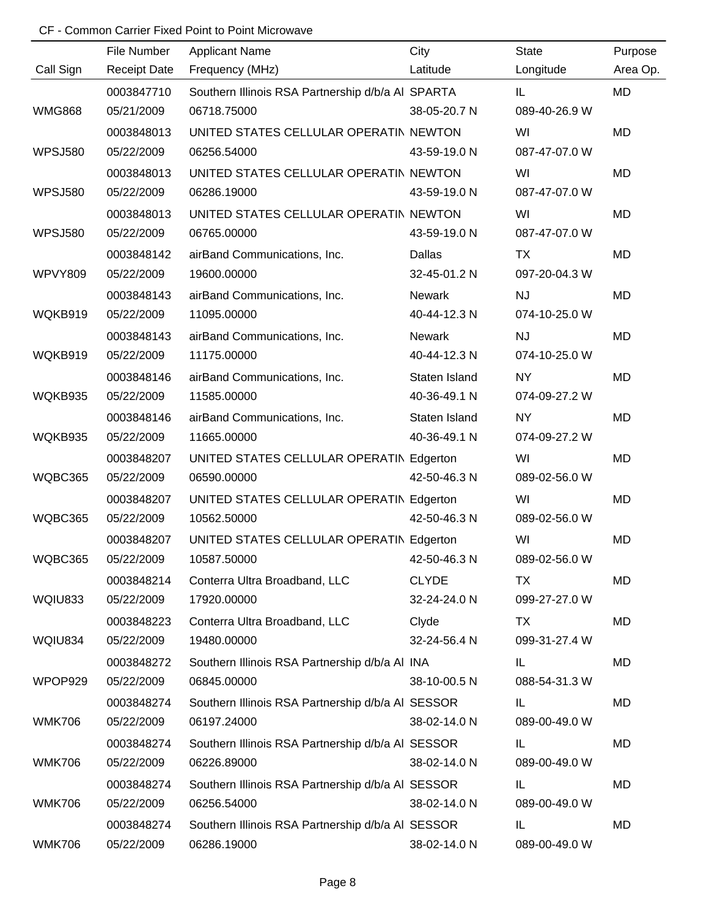CF - Common Carrier Fixed Point to Point Microwave

| Call Sign | File Number<br>Receipt Date | Applicant Name<br>Frequency (MHz) | City<br>Latitude | State<br>Longitude | Purpose<br>Area Op. |
|---|---|---|---|---|---|
| WMG868 | 0003847710<br>05/21/2009 | Southern Illinois RSA Partnership d/b/a Al<br>06718.75000 | SPARTA<br>38-05-20.7 N | IL<br>089-40-26.9 W | MD |
| WPSJ580 | 0003848013<br>05/22/2009 | UNITED STATES CELLULAR OPERATIN<br>06256.54000 | NEWTON<br>43-59-19.0 N | WI<br>087-47-07.0 W | MD |
| WPSJ580 | 0003848013<br>05/22/2009 | UNITED STATES CELLULAR OPERATIN<br>06286.19000 | NEWTON<br>43-59-19.0 N | WI<br>087-47-07.0 W | MD |
| WPSJ580 | 0003848013<br>05/22/2009 | UNITED STATES CELLULAR OPERATIN<br>06765.00000 | NEWTON<br>43-59-19.0 N | WI<br>087-47-07.0 W | MD |
| WPVY809 | 0003848142<br>05/22/2009 | airBand Communications, Inc.<br>19600.00000 | Dallas<br>32-45-01.2 N | TX<br>097-20-04.3 W | MD |
| WQKB919 | 0003848143<br>05/22/2009 | airBand Communications, Inc.<br>11095.00000 | Newark<br>40-44-12.3 N | NJ<br>074-10-25.0 W | MD |
| WQKB919 | 0003848143<br>05/22/2009 | airBand Communications, Inc.<br>11175.00000 | Newark<br>40-44-12.3 N | NJ<br>074-10-25.0 W | MD |
| WQKB935 | 0003848146<br>05/22/2009 | airBand Communications, Inc.<br>11585.00000 | Staten Island<br>40-36-49.1 N | NY<br>074-09-27.2 W | MD |
| WQKB935 | 0003848146<br>05/22/2009 | airBand Communications, Inc.<br>11665.00000 | Staten Island<br>40-36-49.1 N | NY<br>074-09-27.2 W | MD |
| WQBC365 | 0003848207<br>05/22/2009 | UNITED STATES CELLULAR OPERATIN<br>06590.00000 | Edgerton<br>42-50-46.3 N | WI<br>089-02-56.0 W | MD |
| WQBC365 | 0003848207<br>05/22/2009 | UNITED STATES CELLULAR OPERATIN<br>10562.50000 | Edgerton<br>42-50-46.3 N | WI<br>089-02-56.0 W | MD |
| WQBC365 | 0003848207<br>05/22/2009 | UNITED STATES CELLULAR OPERATIN<br>10587.50000 | Edgerton<br>42-50-46.3 N | WI<br>089-02-56.0 W | MD |
| WQIU833 | 0003848214<br>05/22/2009 | Conterra Ultra Broadband, LLC<br>17920.00000 | CLYDE<br>32-24-24.0 N | TX<br>099-27-27.0 W | MD |
| WQIU834 | 0003848223<br>05/22/2009 | Conterra Ultra Broadband, LLC<br>19480.00000 | Clyde<br>32-24-56.4 N | TX<br>099-31-27.4 W | MD |
| WPOP929 | 0003848272<br>05/22/2009 | Southern Illinois RSA Partnership d/b/a Al<br>06845.00000 | INA<br>38-10-00.5 N | IL<br>088-54-31.3 W | MD |
| WMK706 | 0003848274<br>05/22/2009 | Southern Illinois RSA Partnership d/b/a Al<br>06197.24000 | SESSOR<br>38-02-14.0 N | IL<br>089-00-49.0 W | MD |
| WMK706 | 0003848274<br>05/22/2009 | Southern Illinois RSA Partnership d/b/a Al<br>06226.89000 | SESSOR<br>38-02-14.0 N | IL<br>089-00-49.0 W | MD |
| WMK706 | 0003848274<br>05/22/2009 | Southern Illinois RSA Partnership d/b/a Al<br>06256.54000 | SESSOR<br>38-02-14.0 N | IL<br>089-00-49.0 W | MD |
| WMK706 | 0003848274<br>05/22/2009 | Southern Illinois RSA Partnership d/b/a Al<br>06286.19000 | SESSOR<br>38-02-14.0 N | IL<br>089-00-49.0 W | MD |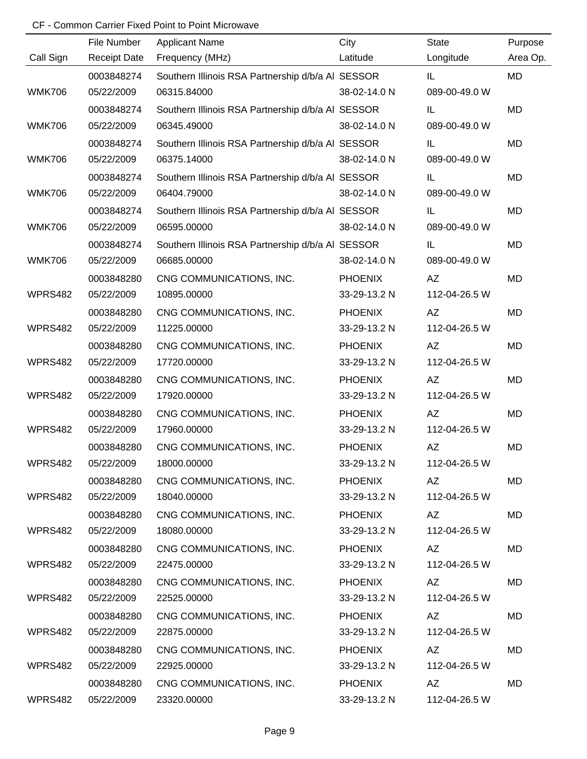CF - Common Carrier Fixed Point to Point Microwave

| Call Sign | File Number<br>Receipt Date | Applicant Name<br>Frequency (MHz) | City<br>Latitude | State<br>Longitude | Purpose<br>Area Op. |
|---|---|---|---|---|---|
| WMK706 | 0003848274<br>05/22/2009 | Southern Illinois RSA Partnership d/b/a Al<br>06315.84000 | SESSOR<br>38-02-14.0 N | IL<br>089-00-49.0 W | MD |
| WMK706 | 0003848274<br>05/22/2009 | Southern Illinois RSA Partnership d/b/a Al<br>06345.49000 | SESSOR<br>38-02-14.0 N | IL<br>089-00-49.0 W | MD |
| WMK706 | 0003848274<br>05/22/2009 | Southern Illinois RSA Partnership d/b/a Al<br>06375.14000 | SESSOR<br>38-02-14.0 N | IL<br>089-00-49.0 W | MD |
| WMK706 | 0003848274<br>05/22/2009 | Southern Illinois RSA Partnership d/b/a Al<br>06404.79000 | SESSOR<br>38-02-14.0 N | IL<br>089-00-49.0 W | MD |
| WMK706 | 0003848274<br>05/22/2009 | Southern Illinois RSA Partnership d/b/a Al<br>06595.00000 | SESSOR<br>38-02-14.0 N | IL<br>089-00-49.0 W | MD |
| WMK706 | 0003848274<br>05/22/2009 | Southern Illinois RSA Partnership d/b/a Al<br>06685.00000 | SESSOR<br>38-02-14.0 N | IL<br>089-00-49.0 W | MD |
| WPRS482 | 0003848280<br>05/22/2009 | CNG COMMUNICATIONS, INC.<br>10895.00000 | PHOENIX<br>33-29-13.2 N | AZ<br>112-04-26.5 W | MD |
| WPRS482 | 0003848280<br>05/22/2009 | CNG COMMUNICATIONS, INC.<br>11225.00000 | PHOENIX<br>33-29-13.2 N | AZ<br>112-04-26.5 W | MD |
| WPRS482 | 0003848280<br>05/22/2009 | CNG COMMUNICATIONS, INC.<br>17720.00000 | PHOENIX<br>33-29-13.2 N | AZ<br>112-04-26.5 W | MD |
| WPRS482 | 0003848280<br>05/22/2009 | CNG COMMUNICATIONS, INC.<br>17920.00000 | PHOENIX<br>33-29-13.2 N | AZ<br>112-04-26.5 W | MD |
| WPRS482 | 0003848280<br>05/22/2009 | CNG COMMUNICATIONS, INC.<br>17960.00000 | PHOENIX<br>33-29-13.2 N | AZ<br>112-04-26.5 W | MD |
| WPRS482 | 0003848280<br>05/22/2009 | CNG COMMUNICATIONS, INC.<br>18000.00000 | PHOENIX<br>33-29-13.2 N | AZ<br>112-04-26.5 W | MD |
| WPRS482 | 0003848280<br>05/22/2009 | CNG COMMUNICATIONS, INC.<br>18040.00000 | PHOENIX<br>33-29-13.2 N | AZ<br>112-04-26.5 W | MD |
| WPRS482 | 0003848280<br>05/22/2009 | CNG COMMUNICATIONS, INC.<br>18080.00000 | PHOENIX<br>33-29-13.2 N | AZ<br>112-04-26.5 W | MD |
| WPRS482 | 0003848280<br>05/22/2009 | CNG COMMUNICATIONS, INC.<br>22475.00000 | PHOENIX<br>33-29-13.2 N | AZ<br>112-04-26.5 W | MD |
| WPRS482 | 0003848280<br>05/22/2009 | CNG COMMUNICATIONS, INC.<br>22525.00000 | PHOENIX<br>33-29-13.2 N | AZ<br>112-04-26.5 W | MD |
| WPRS482 | 0003848280<br>05/22/2009 | CNG COMMUNICATIONS, INC.<br>22875.00000 | PHOENIX<br>33-29-13.2 N | AZ<br>112-04-26.5 W | MD |
| WPRS482 | 0003848280<br>05/22/2009 | CNG COMMUNICATIONS, INC.<br>22925.00000 | PHOENIX<br>33-29-13.2 N | AZ<br>112-04-26.5 W | MD |
| WPRS482 | 0003848280<br>05/22/2009 | CNG COMMUNICATIONS, INC.<br>23320.00000 | PHOENIX<br>33-29-13.2 N | AZ<br>112-04-26.5 W | MD |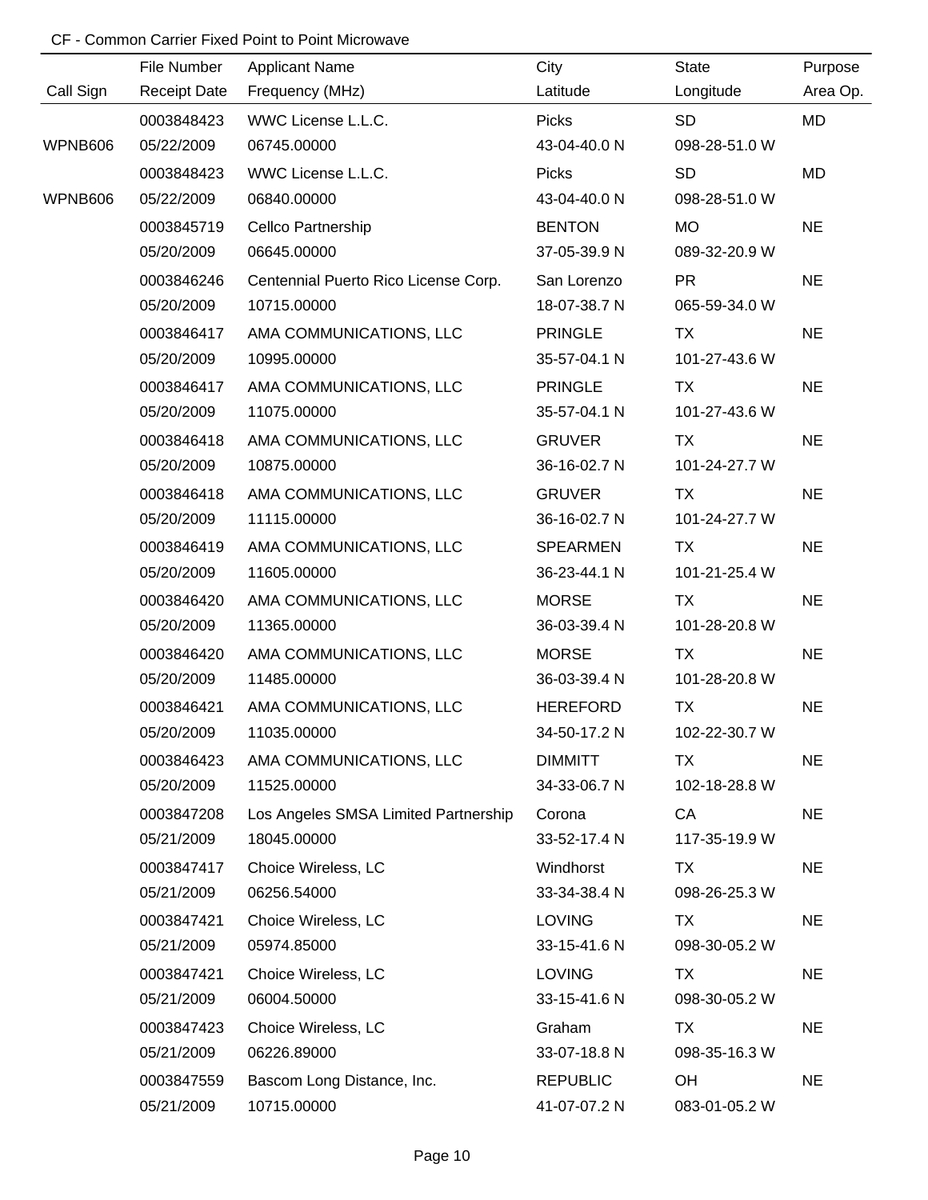CF - Common Carrier Fixed Point to Point Microwave

| Call Sign | File Number<br>Receipt Date | Applicant Name<br>Frequency (MHz) | City<br>Latitude | State<br>Longitude | Purpose<br>Area Op. |
|---|---|---|---|---|---|
| WPNB606 | 0003848423<br>05/22/2009 | WWC License L.L.C.<br>06745.00000 | Picks<br>43-04-40.0 N | SD<br>098-28-51.0 W | MD |
| WPNB606 | 0003848423<br>05/22/2009 | WWC License L.L.C.<br>06840.00000 | Picks<br>43-04-40.0 N | SD<br>098-28-51.0 W | MD |
| | 0003845719<br>05/20/2009 | Cellco Partnership<br>06645.00000 | BENTON<br>37-05-39.9 N | MO<br>089-32-20.9 W | NE |
| | 0003846246<br>05/20/2009 | Centennial Puerto Rico License Corp.<br>10715.00000 | San Lorenzo<br>18-07-38.7 N | PR<br>065-59-34.0 W | NE |
| | 0003846417<br>05/20/2009 | AMA COMMUNICATIONS, LLC<br>10995.00000 | PRINGLE<br>35-57-04.1 N | TX<br>101-27-43.6 W | NE |
| | 0003846417<br>05/20/2009 | AMA COMMUNICATIONS, LLC<br>11075.00000 | PRINGLE<br>35-57-04.1 N | TX<br>101-27-43.6 W | NE |
| | 0003846418<br>05/20/2009 | AMA COMMUNICATIONS, LLC<br>10875.00000 | GRUVER<br>36-16-02.7 N | TX<br>101-24-27.7 W | NE |
| | 0003846418<br>05/20/2009 | AMA COMMUNICATIONS, LLC<br>11115.00000 | GRUVER<br>36-16-02.7 N | TX<br>101-24-27.7 W | NE |
| | 0003846419<br>05/20/2009 | AMA COMMUNICATIONS, LLC<br>11605.00000 | SPEARMEN<br>36-23-44.1 N | TX<br>101-21-25.4 W | NE |
| | 0003846420<br>05/20/2009 | AMA COMMUNICATIONS, LLC<br>11365.00000 | MORSE<br>36-03-39.4 N | TX<br>101-28-20.8 W | NE |
| | 0003846420<br>05/20/2009 | AMA COMMUNICATIONS, LLC<br>11485.00000 | MORSE<br>36-03-39.4 N | TX<br>101-28-20.8 W | NE |
| | 0003846421<br>05/20/2009 | AMA COMMUNICATIONS, LLC<br>11035.00000 | HEREFORD<br>34-50-17.2 N | TX<br>102-22-30.7 W | NE |
| | 0003846423<br>05/20/2009 | AMA COMMUNICATIONS, LLC<br>11525.00000 | DIMMITT<br>34-33-06.7 N | TX<br>102-18-28.8 W | NE |
| | 0003847208<br>05/21/2009 | Los Angeles SMSA Limited Partnership<br>18045.00000 | Corona<br>33-52-17.4 N | CA<br>117-35-19.9 W | NE |
| | 0003847417<br>05/21/2009 | Choice Wireless, LC<br>06256.54000 | Windhorst<br>33-34-38.4 N | TX<br>098-26-25.3 W | NE |
| | 0003847421<br>05/21/2009 | Choice Wireless, LC<br>05974.85000 | LOVING<br>33-15-41.6 N | TX<br>098-30-05.2 W | NE |
| | 0003847421<br>05/21/2009 | Choice Wireless, LC<br>06004.50000 | LOVING<br>33-15-41.6 N | TX<br>098-30-05.2 W | NE |
| | 0003847423<br>05/21/2009 | Choice Wireless, LC<br>06226.89000 | Graham<br>33-07-18.8 N | TX<br>098-35-16.3 W | NE |
| | 0003847559<br>05/21/2009 | Bascom Long Distance, Inc.<br>10715.00000 | REPUBLIC<br>41-07-07.2 N | OH<br>083-01-05.2 W | NE |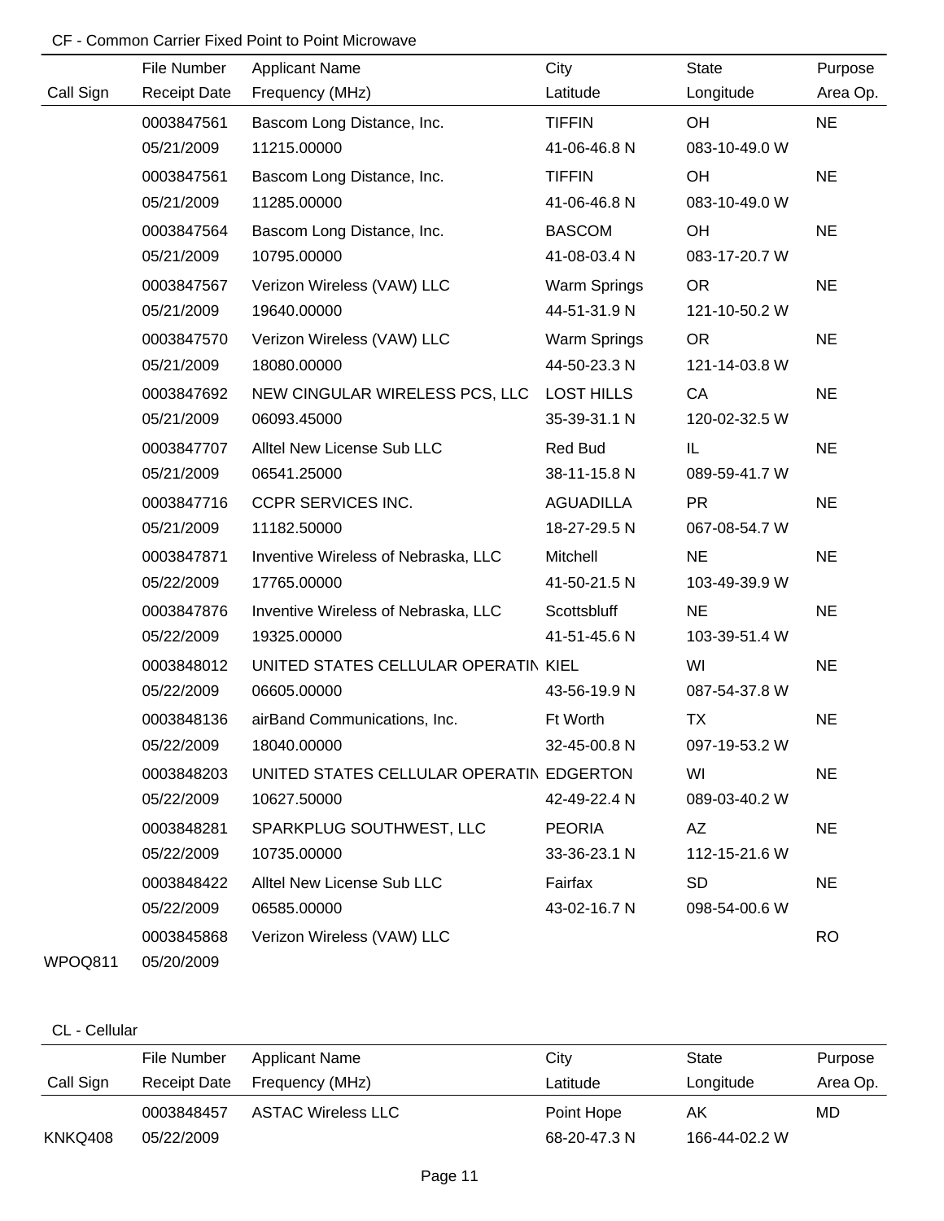CF - Common Carrier Fixed Point to Point Microwave

| Call Sign | File Number / Receipt Date | Applicant Name / Frequency (MHz) | City / Latitude | State / Longitude | Purpose / Area Op. |
|---|---|---|---|---|---|
| | 0003847561<br>05/21/2009 | Bascom Long Distance, Inc.<br>11215.00000 | TIFFIN<br>41-06-46.8 N | OH<br>083-10-49.0 W | NE |
| | 0003847561<br>05/21/2009 | Bascom Long Distance, Inc.<br>11285.00000 | TIFFIN<br>41-06-46.8 N | OH<br>083-10-49.0 W | NE |
| | 0003847564<br>05/21/2009 | Bascom Long Distance, Inc.<br>10795.00000 | BASCOM<br>41-08-03.4 N | OH<br>083-17-20.7 W | NE |
| | 0003847567<br>05/21/2009 | Verizon Wireless (VAW) LLC<br>19640.00000 | Warm Springs<br>44-51-31.9 N | OR<br>121-10-50.2 W | NE |
| | 0003847570<br>05/21/2009 | Verizon Wireless (VAW) LLC<br>18080.00000 | Warm Springs<br>44-50-23.3 N | OR<br>121-14-03.8 W | NE |
| | 0003847692<br>05/21/2009 | NEW CINGULAR WIRELESS PCS, LLC<br>06093.45000 | LOST HILLS<br>35-39-31.1 N | CA<br>120-02-32.5 W | NE |
| | 0003847707<br>05/21/2009 | Alltel New License Sub LLC<br>06541.25000 | Red Bud<br>38-11-15.8 N | IL<br>089-59-41.7 W | NE |
| | 0003847716<br>05/21/2009 | CCPR SERVICES INC.<br>11182.50000 | AGUADILLA<br>18-27-29.5 N | PR<br>067-08-54.7 W | NE |
| | 0003847871<br>05/22/2009 | Inventive Wireless of Nebraska, LLC<br>17765.00000 | Mitchell<br>41-50-21.5 N | NE<br>103-49-39.9 W | NE |
| | 0003847876<br>05/22/2009 | Inventive Wireless of Nebraska, LLC<br>19325.00000 | Scottsbluff<br>41-51-45.6 N | NE<br>103-39-51.4 W | NE |
| | 0003848012<br>05/22/2009 | UNITED STATES CELLULAR OPERATIN<br>06605.00000 | KIEL<br>43-56-19.9 N | WI<br>087-54-37.8 W | NE |
| | 0003848136<br>05/22/2009 | airBand Communications, Inc.<br>18040.00000 | Ft Worth<br>32-45-00.8 N | TX<br>097-19-53.2 W | NE |
| | 0003848203<br>05/22/2009 | UNITED STATES CELLULAR OPERATIN<br>10627.50000 | EDGERTON<br>42-49-22.4 N | WI<br>089-03-40.2 W | NE |
| | 0003848281<br>05/22/2009 | SPARKPLUG SOUTHWEST, LLC<br>10735.00000 | PEORIA<br>33-36-23.1 N | AZ<br>112-15-21.6 W | NE |
| | 0003848422<br>05/22/2009 | Alltel New License Sub LLC<br>06585.00000 | Fairfax<br>43-02-16.7 N | SD<br>098-54-00.6 W | NE |
| WPOQ811 | 0003845868<br>05/20/2009 | Verizon Wireless (VAW) LLC | | | RO |

CL - Cellular

| Call Sign | File Number / Receipt Date | Applicant Name / Frequency (MHz) | City / Latitude | State / Longitude | Purpose / Area Op. |
|---|---|---|---|---|---|
| KNKQ408 | 0003848457<br>05/22/2009 | ASTAC Wireless LLC | Point Hope<br>68-20-47.3 N | AK<br>166-44-02.2 W | MD |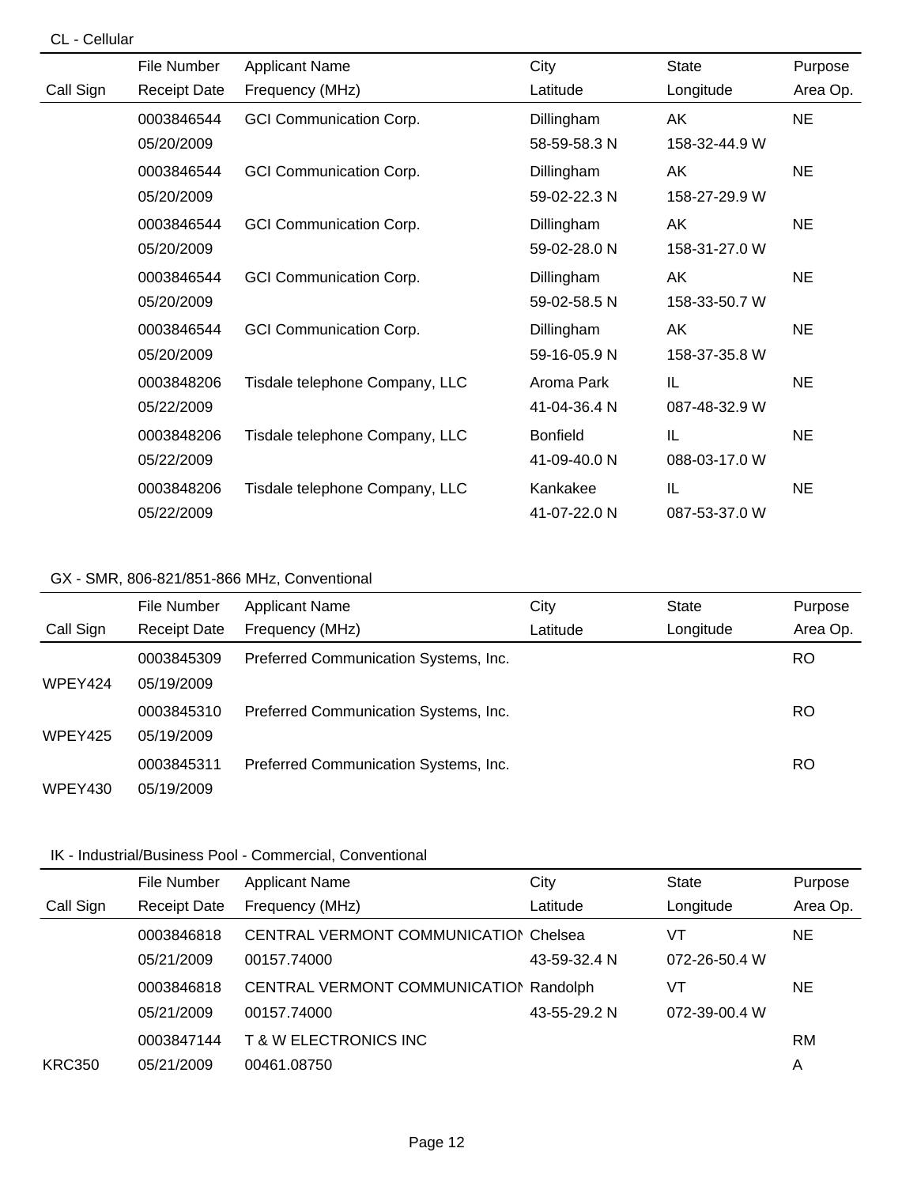CL - Cellular

| Call Sign | File Number<br>Receipt Date | Applicant Name<br>Frequency (MHz) | City<br>Latitude | State<br>Longitude | Purpose<br>Area Op. |
|---|---|---|---|---|---|
| | 0003846544<br>05/20/2009 | GCI Communication Corp. | Dillingham<br>58-59-58.3 N | AK<br>158-32-44.9 W | NE |
| | 0003846544<br>05/20/2009 | GCI Communication Corp. | Dillingham<br>59-02-22.3 N | AK<br>158-27-29.9 W | NE |
| | 0003846544<br>05/20/2009 | GCI Communication Corp. | Dillingham<br>59-02-28.0 N | AK<br>158-31-27.0 W | NE |
| | 0003846544<br>05/20/2009 | GCI Communication Corp. | Dillingham<br>59-02-58.5 N | AK<br>158-33-50.7 W | NE |
| | 0003846544<br>05/20/2009 | GCI Communication Corp. | Dillingham<br>59-16-05.9 N | AK<br>158-37-35.8 W | NE |
| | 0003848206<br>05/22/2009 | Tisdale telephone Company, LLC | Aroma Park<br>41-04-36.4 N | IL<br>087-48-32.9 W | NE |
| | 0003848206<br>05/22/2009 | Tisdale telephone Company, LLC | Bonfield<br>41-09-40.0 N | IL<br>088-03-17.0 W | NE |
| | 0003848206<br>05/22/2009 | Tisdale telephone Company, LLC | Kankakee<br>41-07-22.0 N | IL<br>087-53-37.0 W | NE |

GX - SMR, 806-821/851-866 MHz, Conventional

| Call Sign | File Number<br>Receipt Date | Applicant Name<br>Frequency (MHz) | City<br>Latitude | State<br>Longitude | Purpose<br>Area Op. |
|---|---|---|---|---|---|
| WPEY424 | 0003845309<br>05/19/2009 | Preferred Communication Systems, Inc. | | | RO |
| WPEY425 | 0003845310<br>05/19/2009 | Preferred Communication Systems, Inc. | | | RO |
| WPEY430 | 0003845311<br>05/19/2009 | Preferred Communication Systems, Inc. | | | RO |

IK - Industrial/Business Pool - Commercial, Conventional

| Call Sign | File Number<br>Receipt Date | Applicant Name<br>Frequency (MHz) | City<br>Latitude | State<br>Longitude | Purpose<br>Area Op. |
|---|---|---|---|---|---|
| | 0003846818<br>05/21/2009 | CENTRAL VERMONT COMMUNICATION<br>00157.74000 | Chelsea<br>43-59-32.4 N | VT<br>072-26-50.4 W | NE |
| | 0003846818<br>05/21/2009 | CENTRAL VERMONT COMMUNICATION<br>00157.74000 | Randolph<br>43-55-29.2 N | VT<br>072-39-00.4 W | NE |
| KRC350 | 0003847144<br>05/21/2009 | T & W ELECTRONICS INC<br>00461.08750 | | | RM<br>A |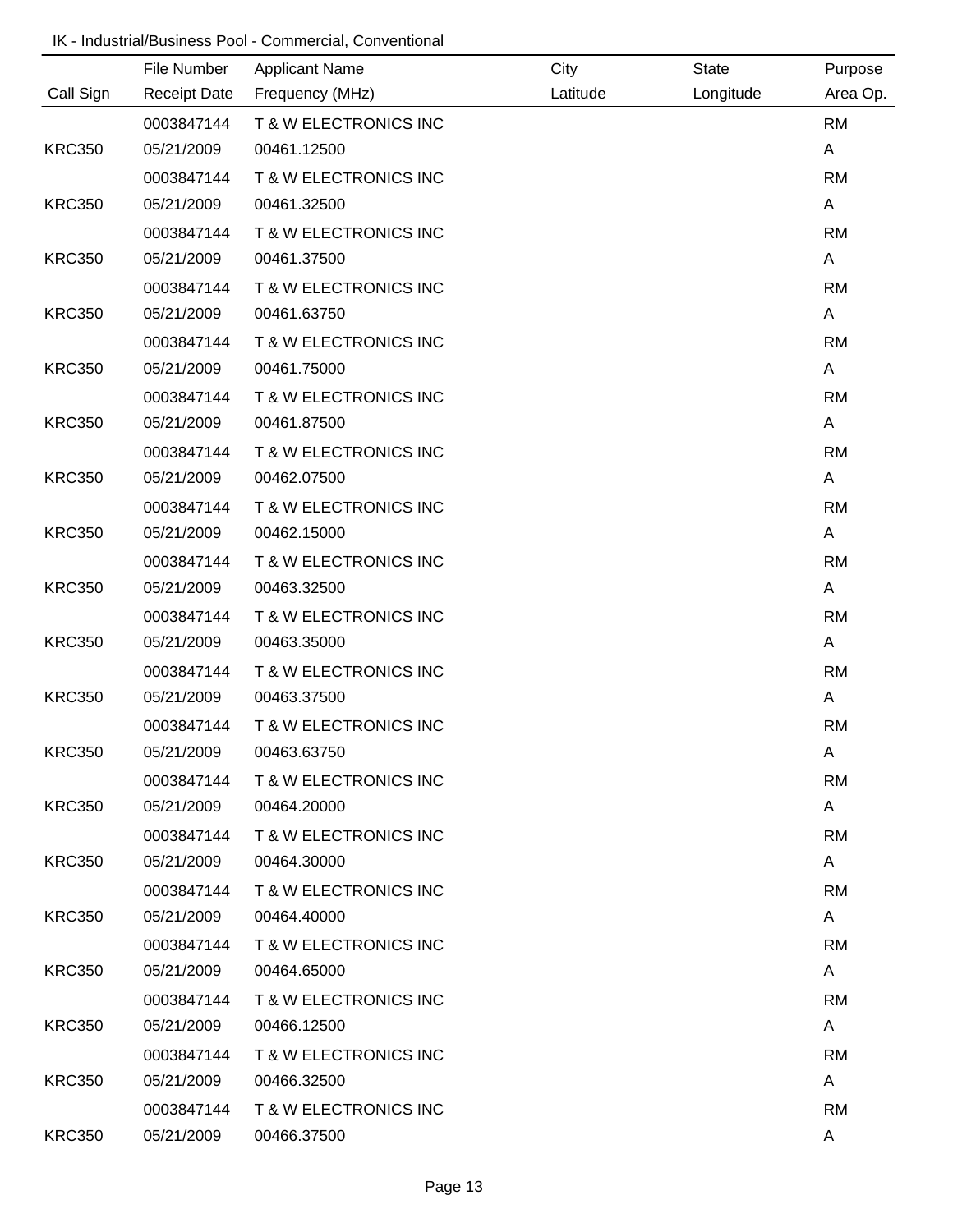IK - Industrial/Business Pool - Commercial, Conventional

| Call Sign | File Number / Receipt Date | Applicant Name / Frequency (MHz) | City / Latitude | State / Longitude | Purpose / Area Op. |
|---|---|---|---|---|---|
| | 0003847144 | T & W ELECTRONICS INC | | | RM |
| KRC350 | 05/21/2009 | 00461.12500 | | | A |
| | 0003847144 | T & W ELECTRONICS INC | | | RM |
| KRC350 | 05/21/2009 | 00461.32500 | | | A |
| | 0003847144 | T & W ELECTRONICS INC | | | RM |
| KRC350 | 05/21/2009 | 00461.37500 | | | A |
| | 0003847144 | T & W ELECTRONICS INC | | | RM |
| KRC350 | 05/21/2009 | 00461.63750 | | | A |
| | 0003847144 | T & W ELECTRONICS INC | | | RM |
| KRC350 | 05/21/2009 | 00461.75000 | | | A |
| | 0003847144 | T & W ELECTRONICS INC | | | RM |
| KRC350 | 05/21/2009 | 00461.87500 | | | A |
| | 0003847144 | T & W ELECTRONICS INC | | | RM |
| KRC350 | 05/21/2009 | 00462.07500 | | | A |
| | 0003847144 | T & W ELECTRONICS INC | | | RM |
| KRC350 | 05/21/2009 | 00462.15000 | | | A |
| | 0003847144 | T & W ELECTRONICS INC | | | RM |
| KRC350 | 05/21/2009 | 00463.32500 | | | A |
| | 0003847144 | T & W ELECTRONICS INC | | | RM |
| KRC350 | 05/21/2009 | 00463.35000 | | | A |
| | 0003847144 | T & W ELECTRONICS INC | | | RM |
| KRC350 | 05/21/2009 | 00463.37500 | | | A |
| | 0003847144 | T & W ELECTRONICS INC | | | RM |
| KRC350 | 05/21/2009 | 00463.63750 | | | A |
| | 0003847144 | T & W ELECTRONICS INC | | | RM |
| KRC350 | 05/21/2009 | 00464.20000 | | | A |
| | 0003847144 | T & W ELECTRONICS INC | | | RM |
| KRC350 | 05/21/2009 | 00464.30000 | | | A |
| | 0003847144 | T & W ELECTRONICS INC | | | RM |
| KRC350 | 05/21/2009 | 00464.40000 | | | A |
| | 0003847144 | T & W ELECTRONICS INC | | | RM |
| KRC350 | 05/21/2009 | 00464.65000 | | | A |
| | 0003847144 | T & W ELECTRONICS INC | | | RM |
| KRC350 | 05/21/2009 | 00466.12500 | | | A |
| | 0003847144 | T & W ELECTRONICS INC | | | RM |
| KRC350 | 05/21/2009 | 00466.32500 | | | A |
| | 0003847144 | T & W ELECTRONICS INC | | | RM |
| KRC350 | 05/21/2009 | 00466.37500 | | | A |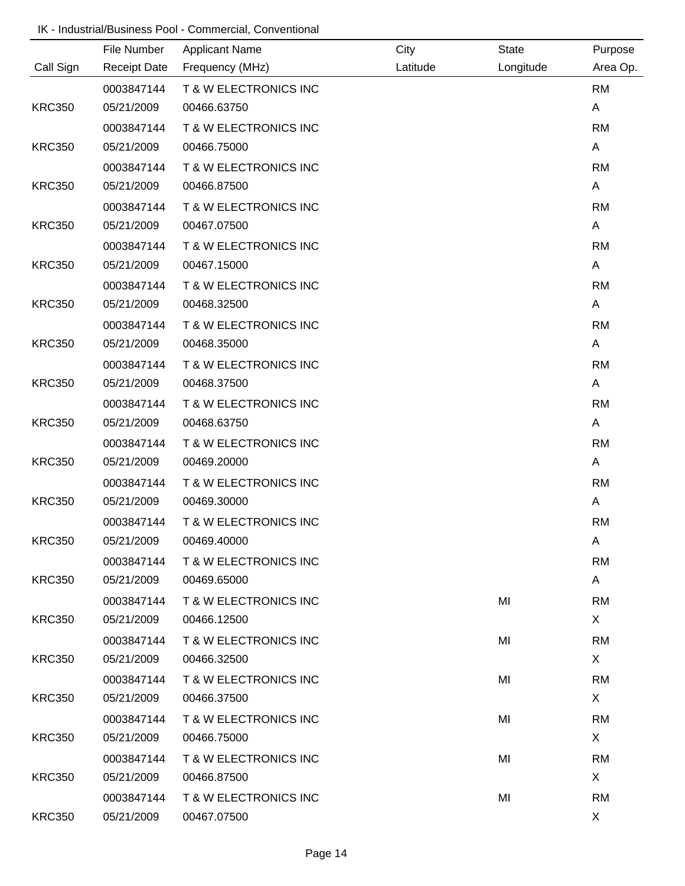IK - Industrial/Business Pool - Commercial, Conventional

| Call Sign | File Number<br>Receipt Date | Applicant Name<br>Frequency (MHz) | City<br>Latitude | State<br>Longitude | Purpose<br>Area Op. |
|---|---|---|---|---|---|
| KRC350 | 0003847144<br>05/21/2009 | T & W ELECTRONICS INC<br>00466.63750 | | | RM<br>A |
| KRC350 | 0003847144<br>05/21/2009 | T & W ELECTRONICS INC<br>00466.75000 | | | RM<br>A |
| KRC350 | 0003847144<br>05/21/2009 | T & W ELECTRONICS INC<br>00466.87500 | | | RM<br>A |
| KRC350 | 0003847144<br>05/21/2009 | T & W ELECTRONICS INC<br>00467.07500 | | | RM<br>A |
| KRC350 | 0003847144<br>05/21/2009 | T & W ELECTRONICS INC<br>00467.15000 | | | RM<br>A |
| KRC350 | 0003847144<br>05/21/2009 | T & W ELECTRONICS INC<br>00468.32500 | | | RM<br>A |
| KRC350 | 0003847144<br>05/21/2009 | T & W ELECTRONICS INC<br>00468.35000 | | | RM<br>A |
| KRC350 | 0003847144<br>05/21/2009 | T & W ELECTRONICS INC<br>00468.37500 | | | RM<br>A |
| KRC350 | 0003847144<br>05/21/2009 | T & W ELECTRONICS INC<br>00468.63750 | | | RM<br>A |
| KRC350 | 0003847144<br>05/21/2009 | T & W ELECTRONICS INC<br>00469.20000 | | | RM<br>A |
| KRC350 | 0003847144<br>05/21/2009 | T & W ELECTRONICS INC<br>00469.30000 | | | RM<br>A |
| KRC350 | 0003847144<br>05/21/2009 | T & W ELECTRONICS INC<br>00469.40000 | | | RM<br>A |
| KRC350 | 0003847144<br>05/21/2009 | T & W ELECTRONICS INC<br>00469.65000 | | | RM<br>A |
| KRC350 | 0003847144<br>05/21/2009 | T & W ELECTRONICS INC<br>00466.12500 | | MI | RM<br>X |
| KRC350 | 0003847144<br>05/21/2009 | T & W ELECTRONICS INC<br>00466.32500 | | MI | RM<br>X |
| KRC350 | 0003847144<br>05/21/2009 | T & W ELECTRONICS INC<br>00466.37500 | | MI | RM<br>X |
| KRC350 | 0003847144<br>05/21/2009 | T & W ELECTRONICS INC<br>00466.75000 | | MI | RM<br>X |
| KRC350 | 0003847144<br>05/21/2009 | T & W ELECTRONICS INC<br>00466.87500 | | MI | RM<br>X |
| KRC350 | 0003847144<br>05/21/2009 | T & W ELECTRONICS INC<br>00467.07500 | | MI | RM<br>X |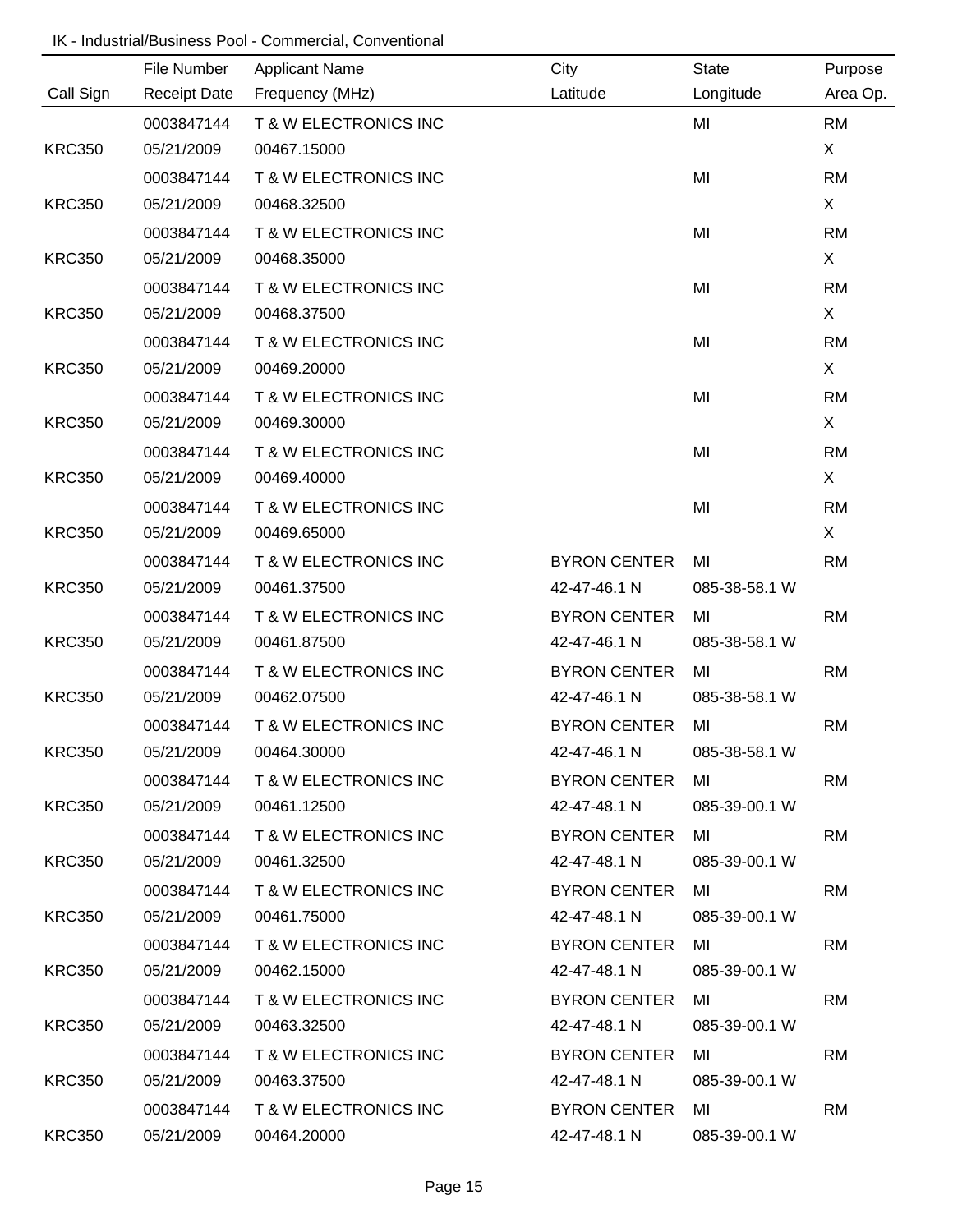IK - Industrial/Business Pool - Commercial, Conventional

| Call Sign | File Number<br>Receipt Date | Applicant Name<br>Frequency (MHz) | City<br>Latitude | State<br>Longitude | Purpose<br>Area Op. |
|---|---|---|---|---|---|
| KRC350 | 0003847144<br>05/21/2009 | T & W ELECTRONICS INC<br>00467.15000 | | MI | RM<br>X |
| KRC350 | 0003847144<br>05/21/2009 | T & W ELECTRONICS INC<br>00468.32500 | | MI | RM<br>X |
| KRC350 | 0003847144<br>05/21/2009 | T & W ELECTRONICS INC<br>00468.35000 | | MI | RM<br>X |
| KRC350 | 0003847144<br>05/21/2009 | T & W ELECTRONICS INC<br>00468.37500 | | MI | RM<br>X |
| KRC350 | 0003847144<br>05/21/2009 | T & W ELECTRONICS INC<br>00469.20000 | | MI | RM<br>X |
| KRC350 | 0003847144<br>05/21/2009 | T & W ELECTRONICS INC<br>00469.30000 | | MI | RM<br>X |
| KRC350 | 0003847144<br>05/21/2009 | T & W ELECTRONICS INC<br>00469.40000 | | MI | RM<br>X |
| KRC350 | 0003847144<br>05/21/2009 | T & W ELECTRONICS INC<br>00469.65000 | | MI | RM<br>X |
| KRC350 | 0003847144<br>05/21/2009 | T & W ELECTRONICS INC<br>00461.37500 | BYRON CENTER<br>42-47-46.1 N | MI<br>085-38-58.1 W | RM |
| KRC350 | 0003847144<br>05/21/2009 | T & W ELECTRONICS INC<br>00461.87500 | BYRON CENTER<br>42-47-46.1 N | MI<br>085-38-58.1 W | RM |
| KRC350 | 0003847144<br>05/21/2009 | T & W ELECTRONICS INC<br>00462.07500 | BYRON CENTER<br>42-47-46.1 N | MI<br>085-38-58.1 W | RM |
| KRC350 | 0003847144<br>05/21/2009 | T & W ELECTRONICS INC<br>00464.30000 | BYRON CENTER<br>42-47-46.1 N | MI<br>085-38-58.1 W | RM |
| KRC350 | 0003847144<br>05/21/2009 | T & W ELECTRONICS INC<br>00461.12500 | BYRON CENTER<br>42-47-48.1 N | MI<br>085-39-00.1 W | RM |
| KRC350 | 0003847144<br>05/21/2009 | T & W ELECTRONICS INC<br>00461.32500 | BYRON CENTER<br>42-47-48.1 N | MI<br>085-39-00.1 W | RM |
| KRC350 | 0003847144<br>05/21/2009 | T & W ELECTRONICS INC<br>00461.75000 | BYRON CENTER<br>42-47-48.1 N | MI<br>085-39-00.1 W | RM |
| KRC350 | 0003847144<br>05/21/2009 | T & W ELECTRONICS INC<br>00462.15000 | BYRON CENTER<br>42-47-48.1 N | MI<br>085-39-00.1 W | RM |
| KRC350 | 0003847144<br>05/21/2009 | T & W ELECTRONICS INC<br>00463.32500 | BYRON CENTER<br>42-47-48.1 N | MI<br>085-39-00.1 W | RM |
| KRC350 | 0003847144<br>05/21/2009 | T & W ELECTRONICS INC<br>00463.37500 | BYRON CENTER<br>42-47-48.1 N | MI<br>085-39-00.1 W | RM |
| KRC350 | 0003847144<br>05/21/2009 | T & W ELECTRONICS INC<br>00464.20000 | BYRON CENTER<br>42-47-48.1 N | MI<br>085-39-00.1 W | RM |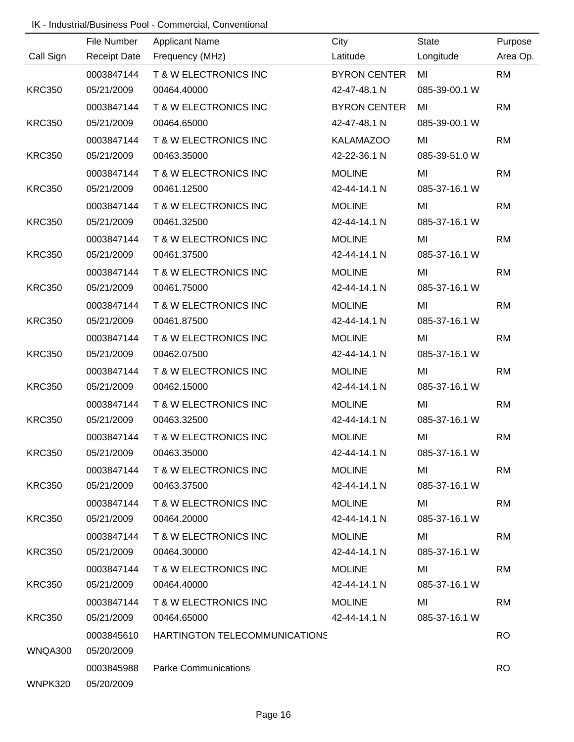IK - Industrial/Business Pool - Commercial, Conventional

| Call Sign | File Number<br>Receipt Date | Applicant Name<br>Frequency (MHz) | City<br>Latitude | State<br>Longitude | Purpose<br>Area Op. |
|---|---|---|---|---|---|
| KRC350 | 0003847144<br>05/21/2009 | T & W ELECTRONICS INC<br>00464.40000 | BYRON CENTER<br>42-47-48.1 N | MI<br>085-39-00.1 W | RM |
| KRC350 | 0003847144<br>05/21/2009 | T & W ELECTRONICS INC<br>00464.65000 | BYRON CENTER<br>42-47-48.1 N | MI<br>085-39-00.1 W | RM |
| KRC350 | 0003847144<br>05/21/2009 | T & W ELECTRONICS INC<br>00463.35000 | KALAMAZOO<br>42-22-36.1 N | MI<br>085-39-51.0 W | RM |
| KRC350 | 0003847144<br>05/21/2009 | T & W ELECTRONICS INC<br>00461.12500 | MOLINE<br>42-44-14.1 N | MI<br>085-37-16.1 W | RM |
| KRC350 | 0003847144<br>05/21/2009 | T & W ELECTRONICS INC<br>00461.32500 | MOLINE<br>42-44-14.1 N | MI<br>085-37-16.1 W | RM |
| KRC350 | 0003847144<br>05/21/2009 | T & W ELECTRONICS INC<br>00461.37500 | MOLINE<br>42-44-14.1 N | MI<br>085-37-16.1 W | RM |
| KRC350 | 0003847144<br>05/21/2009 | T & W ELECTRONICS INC<br>00461.75000 | MOLINE<br>42-44-14.1 N | MI<br>085-37-16.1 W | RM |
| KRC350 | 0003847144<br>05/21/2009 | T & W ELECTRONICS INC<br>00461.87500 | MOLINE<br>42-44-14.1 N | MI<br>085-37-16.1 W | RM |
| KRC350 | 0003847144<br>05/21/2009 | T & W ELECTRONICS INC<br>00462.07500 | MOLINE<br>42-44-14.1 N | MI<br>085-37-16.1 W | RM |
| KRC350 | 0003847144<br>05/21/2009 | T & W ELECTRONICS INC<br>00462.15000 | MOLINE<br>42-44-14.1 N | MI<br>085-37-16.1 W | RM |
| KRC350 | 0003847144<br>05/21/2009 | T & W ELECTRONICS INC<br>00463.32500 | MOLINE<br>42-44-14.1 N | MI<br>085-37-16.1 W | RM |
| KRC350 | 0003847144<br>05/21/2009 | T & W ELECTRONICS INC<br>00463.35000 | MOLINE<br>42-44-14.1 N | MI<br>085-37-16.1 W | RM |
| KRC350 | 0003847144<br>05/21/2009 | T & W ELECTRONICS INC<br>00463.37500 | MOLINE<br>42-44-14.1 N | MI<br>085-37-16.1 W | RM |
| KRC350 | 0003847144<br>05/21/2009 | T & W ELECTRONICS INC<br>00464.20000 | MOLINE<br>42-44-14.1 N | MI<br>085-37-16.1 W | RM |
| KRC350 | 0003847144<br>05/21/2009 | T & W ELECTRONICS INC<br>00464.30000 | MOLINE<br>42-44-14.1 N | MI<br>085-37-16.1 W | RM |
| KRC350 | 0003847144<br>05/21/2009 | T & W ELECTRONICS INC<br>00464.40000 | MOLINE<br>42-44-14.1 N | MI<br>085-37-16.1 W | RM |
| KRC350 | 0003847144<br>05/21/2009 | T & W ELECTRONICS INC<br>00464.65000 | MOLINE<br>42-44-14.1 N | MI<br>085-37-16.1 W | RM |
| WNQA300 | 0003845610<br>05/20/2009 | HARTINGTON TELECOMMUNICATIONS | | | RO |
| WNPK320 | 0003845988<br>05/20/2009 | Parke Communications | | | RO |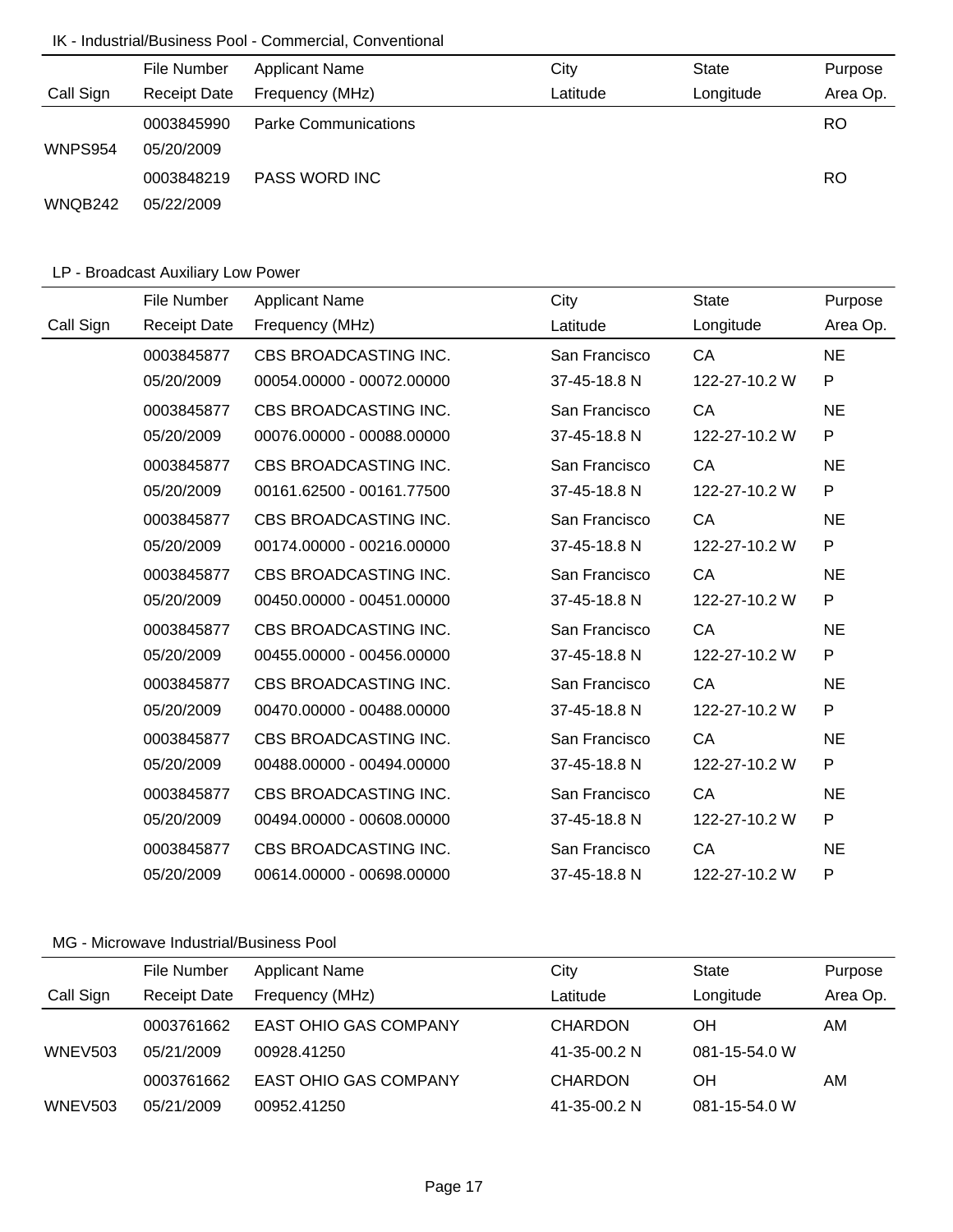## IK - Industrial/Business Pool - Commercial, Conventional

| Call Sign | File Number / Receipt Date | Applicant Name / Frequency (MHz) | City / Latitude | State / Longitude | Purpose / Area Op. |
|---|---|---|---|---|---|
| WNPS954 | 0003845990<br>05/20/2009 | Parke Communications | | | RO |
| WNQB242 | 0003848219<br>05/22/2009 | PASS WORD INC | | | RO |

## LP - Broadcast Auxiliary Low Power

| Call Sign | File Number / Receipt Date | Applicant Name / Frequency (MHz) | City / Latitude | State / Longitude | Purpose / Area Op. |
|---|---|---|---|---|---|
| | 0003845877<br>05/20/2009 | CBS BROADCASTING INC.<br>00054.00000 - 00072.00000 | San Francisco<br>37-45-18.8 N | CA<br>122-27-10.2 W | NE<br>P |
| | 0003845877<br>05/20/2009 | CBS BROADCASTING INC.<br>00076.00000 - 00088.00000 | San Francisco<br>37-45-18.8 N | CA<br>122-27-10.2 W | NE<br>P |
| | 0003845877<br>05/20/2009 | CBS BROADCASTING INC.<br>00161.62500 - 00161.77500 | San Francisco<br>37-45-18.8 N | CA<br>122-27-10.2 W | NE<br>P |
| | 0003845877<br>05/20/2009 | CBS BROADCASTING INC.<br>00174.00000 - 00216.00000 | San Francisco<br>37-45-18.8 N | CA<br>122-27-10.2 W | NE<br>P |
| | 0003845877<br>05/20/2009 | CBS BROADCASTING INC.<br>00450.00000 - 00451.00000 | San Francisco<br>37-45-18.8 N | CA<br>122-27-10.2 W | NE<br>P |
| | 0003845877<br>05/20/2009 | CBS BROADCASTING INC.<br>00455.00000 - 00456.00000 | San Francisco<br>37-45-18.8 N | CA<br>122-27-10.2 W | NE<br>P |
| | 0003845877<br>05/20/2009 | CBS BROADCASTING INC.<br>00470.00000 - 00488.00000 | San Francisco<br>37-45-18.8 N | CA<br>122-27-10.2 W | NE<br>P |
| | 0003845877<br>05/20/2009 | CBS BROADCASTING INC.<br>00488.00000 - 00494.00000 | San Francisco<br>37-45-18.8 N | CA<br>122-27-10.2 W | NE<br>P |
| | 0003845877<br>05/20/2009 | CBS BROADCASTING INC.<br>00494.00000 - 00608.00000 | San Francisco<br>37-45-18.8 N | CA<br>122-27-10.2 W | NE<br>P |
| | 0003845877<br>05/20/2009 | CBS BROADCASTING INC.<br>00614.00000 - 00698.00000 | San Francisco<br>37-45-18.8 N | CA<br>122-27-10.2 W | NE<br>P |

## MG - Microwave Industrial/Business Pool

| Call Sign | File Number / Receipt Date | Applicant Name / Frequency (MHz) | City / Latitude | State / Longitude | Purpose / Area Op. |
|---|---|---|---|---|---|
| WNEV503 | 0003761662<br>05/21/2009 | EAST OHIO GAS COMPANY<br>00928.41250 | CHARDON<br>41-35-00.2 N | OH<br>081-15-54.0 W | AM |
| WNEV503 | 0003761662<br>05/21/2009 | EAST OHIO GAS COMPANY<br>00952.41250 | CHARDON<br>41-35-00.2 N | OH<br>081-15-54.0 W | AM |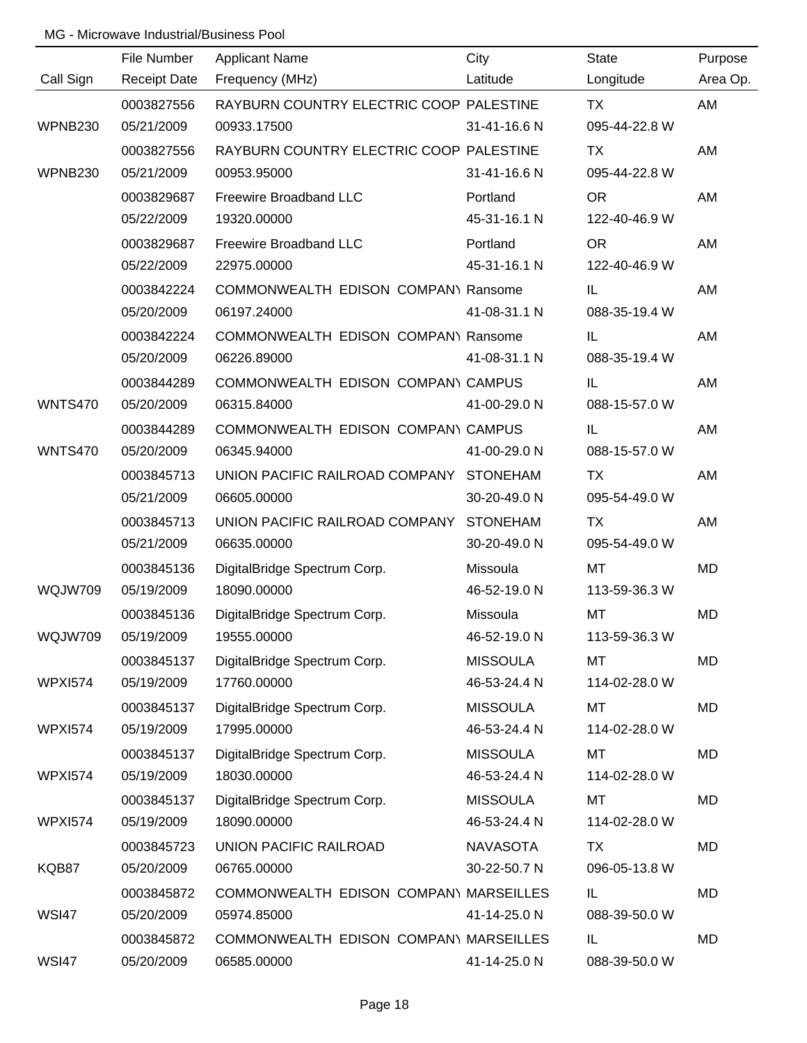MG - Microwave Industrial/Business Pool

| Call Sign | File Number<br>Receipt Date | Applicant Name<br>Frequency (MHz) | City<br>Latitude | State<br>Longitude | Purpose<br>Area Op. |
|---|---|---|---|---|---|
| WPNB230 | 0003827556<br>05/21/2009 | RAYBURN COUNTRY ELECTRIC COOP<br>00933.17500 | PALESTINE<br>31-41-16.6 N | TX<br>095-44-22.8 W | AM |
| WPNB230 | 0003827556<br>05/21/2009 | RAYBURN COUNTRY ELECTRIC COOP<br>00953.95000 | PALESTINE<br>31-41-16.6 N | TX<br>095-44-22.8 W | AM |
| | 0003829687<br>05/22/2009 | Freewire Broadband LLC<br>19320.00000 | Portland<br>45-31-16.1 N | OR<br>122-40-46.9 W | AM |
| | 0003829687<br>05/22/2009 | Freewire Broadband LLC<br>22975.00000 | Portland<br>45-31-16.1 N | OR<br>122-40-46.9 W | AM |
| | 0003842224<br>05/20/2009 | COMMONWEALTH EDISON COMPANY<br>06197.24000 | Ransome<br>41-08-31.1 N | IL<br>088-35-19.4 W | AM |
| | 0003842224<br>05/20/2009 | COMMONWEALTH EDISON COMPANY<br>06226.89000 | Ransome<br>41-08-31.1 N | IL<br>088-35-19.4 W | AM |
| WNTS470 | 0003844289<br>05/20/2009 | COMMONWEALTH EDISON COMPANY<br>06315.84000 | CAMPUS<br>41-00-29.0 N | IL<br>088-15-57.0 W | AM |
| WNTS470 | 0003844289<br>05/20/2009 | COMMONWEALTH EDISON COMPANY<br>06345.94000 | CAMPUS<br>41-00-29.0 N | IL<br>088-15-57.0 W | AM |
| | 0003845713<br>05/21/2009 | UNION PACIFIC RAILROAD COMPANY<br>06605.00000 | STONEHAM<br>30-20-49.0 N | TX<br>095-54-49.0 W | AM |
| | 0003845713<br>05/21/2009 | UNION PACIFIC RAILROAD COMPANY<br>06635.00000 | STONEHAM<br>30-20-49.0 N | TX<br>095-54-49.0 W | AM |
| WQJW709 | 0003845136<br>05/19/2009 | DigitalBridge Spectrum Corp.<br>18090.00000 | Missoula<br>46-52-19.0 N | MT<br>113-59-36.3 W | MD |
| WQJW709 | 0003845136<br>05/19/2009 | DigitalBridge Spectrum Corp.<br>19555.00000 | Missoula<br>46-52-19.0 N | MT<br>113-59-36.3 W | MD |
| WPXI574 | 0003845137<br>05/19/2009 | DigitalBridge Spectrum Corp.<br>17760.00000 | MISSOULA<br>46-53-24.4 N | MT<br>114-02-28.0 W | MD |
| WPXI574 | 0003845137<br>05/19/2009 | DigitalBridge Spectrum Corp.<br>17995.00000 | MISSOULA<br>46-53-24.4 N | MT<br>114-02-28.0 W | MD |
| WPXI574 | 0003845137<br>05/19/2009 | DigitalBridge Spectrum Corp.<br>18030.00000 | MISSOULA<br>46-53-24.4 N | MT<br>114-02-28.0 W | MD |
| WPXI574 | 0003845137<br>05/19/2009 | DigitalBridge Spectrum Corp.<br>18090.00000 | MISSOULA<br>46-53-24.4 N | MT<br>114-02-28.0 W | MD |
| KQB87 | 0003845723<br>05/20/2009 | UNION PACIFIC RAILROAD<br>06765.00000 | NAVASOTA<br>30-22-50.7 N | TX<br>096-05-13.8 W | MD |
| WSI47 | 0003845872<br>05/20/2009 | COMMONWEALTH EDISON COMPANY<br>05974.85000 | MARSEILLES<br>41-14-25.0 N | IL<br>088-39-50.0 W | MD |
| WSI47 | 0003845872<br>05/20/2009 | COMMONWEALTH EDISON COMPANY<br>06585.00000 | MARSEILLES<br>41-14-25.0 N | IL<br>088-39-50.0 W | MD |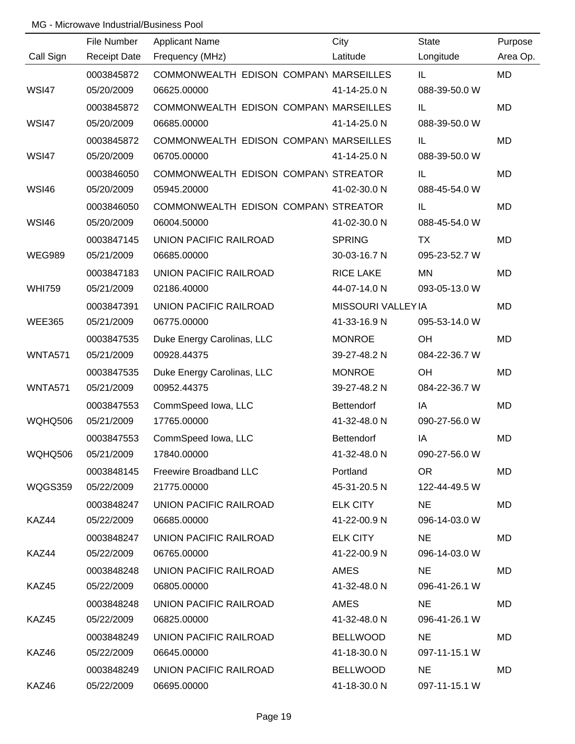MG - Microwave Industrial/Business Pool

| Call Sign | File Number<br>Receipt Date | Applicant Name<br>Frequency (MHz) | City<br>Latitude | State<br>Longitude | Purpose<br>Area Op. |
|---|---|---|---|---|---|
| WSI47 | 0003845872<br>05/20/2009 | COMMONWEALTH EDISON COMPANY<br>06625.00000 | MARSEILLES<br>41-14-25.0 N | IL<br>088-39-50.0 W | MD |
| WSI47 | 0003845872<br>05/20/2009 | COMMONWEALTH EDISON COMPANY<br>06685.00000 | MARSEILLES<br>41-14-25.0 N | IL<br>088-39-50.0 W | MD |
| WSI47 | 0003845872<br>05/20/2009 | COMMONWEALTH EDISON COMPANY<br>06705.00000 | MARSEILLES<br>41-14-25.0 N | IL<br>088-39-50.0 W | MD |
| WSI46 | 0003846050<br>05/20/2009 | COMMONWEALTH EDISON COMPANY<br>05945.20000 | STREATOR<br>41-02-30.0 N | IL<br>088-45-54.0 W | MD |
| WSI46 | 0003846050<br>05/20/2009 | COMMONWEALTH EDISON COMPANY<br>06004.50000 | STREATOR<br>41-02-30.0 N | IL<br>088-45-54.0 W | MD |
| WEG989 | 0003847145<br>05/21/2009 | UNION PACIFIC RAILROAD<br>06685.00000 | SPRING<br>30-03-16.7 N | TX<br>095-23-52.7 W | MD |
| WHI759 | 0003847183<br>05/21/2009 | UNION PACIFIC RAILROAD<br>02186.40000 | RICE LAKE<br>44-07-14.0 N | MN<br>093-05-13.0 W | MD |
| WEE365 | 0003847391<br>05/21/2009 | UNION PACIFIC RAILROAD<br>06775.00000 | MISSOURI VALLEY<br>41-33-16.9 N | IA<br>095-53-14.0 W | MD |
| WNTA571 | 0003847535<br>05/21/2009 | Duke Energy Carolinas, LLC<br>00928.44375 | MONROE<br>39-27-48.2 N | OH<br>084-22-36.7 W | MD |
| WNTA571 | 0003847535<br>05/21/2009 | Duke Energy Carolinas, LLC<br>00952.44375 | MONROE<br>39-27-48.2 N | OH<br>084-22-36.7 W | MD |
| WQHQ506 | 0003847553<br>05/21/2009 | CommSpeed Iowa, LLC<br>17765.00000 | Bettendorf<br>41-32-48.0 N | IA<br>090-27-56.0 W | MD |
| WQHQ506 | 0003847553<br>05/21/2009 | CommSpeed Iowa, LLC<br>17840.00000 | Bettendorf<br>41-32-48.0 N | IA<br>090-27-56.0 W | MD |
| WQGS359 | 0003848145<br>05/22/2009 | Freewire Broadband LLC<br>21775.00000 | Portland<br>45-31-20.5 N | OR<br>122-44-49.5 W | MD |
| KAZ44 | 0003848247<br>05/22/2009 | UNION PACIFIC RAILROAD<br>06685.00000 | ELK CITY<br>41-22-00.9 N | NE<br>096-14-03.0 W | MD |
| KAZ44 | 0003848247<br>05/22/2009 | UNION PACIFIC RAILROAD<br>06765.00000 | ELK CITY<br>41-22-00.9 N | NE<br>096-14-03.0 W | MD |
| KAZ45 | 0003848248<br>05/22/2009 | UNION PACIFIC RAILROAD<br>06805.00000 | AMES<br>41-32-48.0 N | NE<br>096-41-26.1 W | MD |
| KAZ45 | 0003848248<br>05/22/2009 | UNION PACIFIC RAILROAD<br>06825.00000 | AMES<br>41-32-48.0 N | NE<br>096-41-26.1 W | MD |
| KAZ46 | 0003848249<br>05/22/2009 | UNION PACIFIC RAILROAD<br>06645.00000 | BELLWOOD<br>41-18-30.0 N | NE<br>097-11-15.1 W | MD |
| KAZ46 | 0003848249<br>05/22/2009 | UNION PACIFIC RAILROAD<br>06695.00000 | BELLWOOD<br>41-18-30.0 N | NE<br>097-11-15.1 W | MD |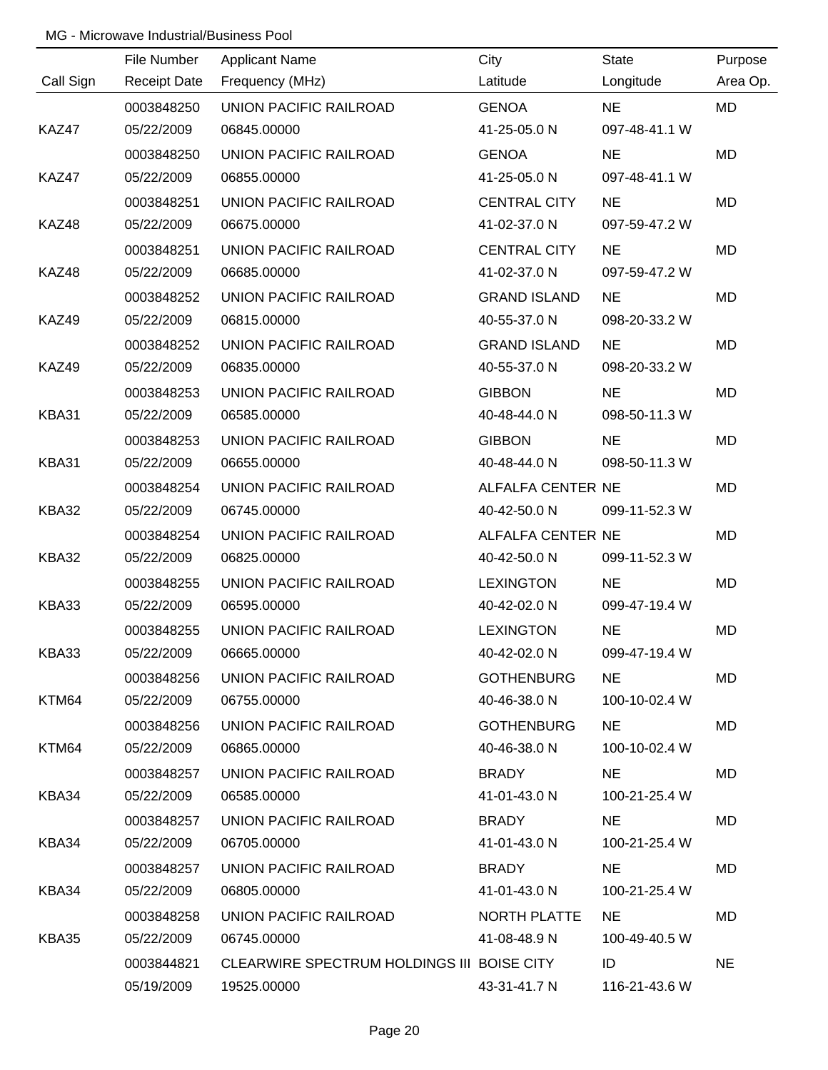MG - Microwave Industrial/Business Pool

| Call Sign | File Number / Receipt Date | Applicant Name / Frequency (MHz) | City / Latitude | State / Longitude | Purpose / Area Op. |
|---|---|---|---|---|---|
| | 0003848250 | UNION PACIFIC RAILROAD | GENOA | NE | MD |
| KAZ47 | 05/22/2009 | 06845.00000 | 41-25-05.0 N | 097-48-41.1 W | |
| | 0003848250 | UNION PACIFIC RAILROAD | GENOA | NE | MD |
| KAZ47 | 05/22/2009 | 06855.00000 | 41-25-05.0 N | 097-48-41.1 W | |
| | 0003848251 | UNION PACIFIC RAILROAD | CENTRAL CITY | NE | MD |
| KAZ48 | 05/22/2009 | 06675.00000 | 41-02-37.0 N | 097-59-47.2 W | |
| | 0003848251 | UNION PACIFIC RAILROAD | CENTRAL CITY | NE | MD |
| KAZ48 | 05/22/2009 | 06685.00000 | 41-02-37.0 N | 097-59-47.2 W | |
| | 0003848252 | UNION PACIFIC RAILROAD | GRAND ISLAND | NE | MD |
| KAZ49 | 05/22/2009 | 06815.00000 | 40-55-37.0 N | 098-20-33.2 W | |
| | 0003848252 | UNION PACIFIC RAILROAD | GRAND ISLAND | NE | MD |
| KAZ49 | 05/22/2009 | 06835.00000 | 40-55-37.0 N | 098-20-33.2 W | |
| | 0003848253 | UNION PACIFIC RAILROAD | GIBBON | NE | MD |
| KBA31 | 05/22/2009 | 06585.00000 | 40-48-44.0 N | 098-50-11.3 W | |
| | 0003848253 | UNION PACIFIC RAILROAD | GIBBON | NE | MD |
| KBA31 | 05/22/2009 | 06655.00000 | 40-48-44.0 N | 098-50-11.3 W | |
| | 0003848254 | UNION PACIFIC RAILROAD | ALFALFA CENTER | NE | MD |
| KBA32 | 05/22/2009 | 06745.00000 | 40-42-50.0 N | 099-11-52.3 W | |
| | 0003848254 | UNION PACIFIC RAILROAD | ALFALFA CENTER | NE | MD |
| KBA32 | 05/22/2009 | 06825.00000 | 40-42-50.0 N | 099-11-52.3 W | |
| | 0003848255 | UNION PACIFIC RAILROAD | LEXINGTON | NE | MD |
| KBA33 | 05/22/2009 | 06595.00000 | 40-42-02.0 N | 099-47-19.4 W | |
| | 0003848255 | UNION PACIFIC RAILROAD | LEXINGTON | NE | MD |
| KBA33 | 05/22/2009 | 06665.00000 | 40-42-02.0 N | 099-47-19.4 W | |
| | 0003848256 | UNION PACIFIC RAILROAD | GOTHENBURG | NE | MD |
| KTM64 | 05/22/2009 | 06755.00000 | 40-46-38.0 N | 100-10-02.4 W | |
| | 0003848256 | UNION PACIFIC RAILROAD | GOTHENBURG | NE | MD |
| KTM64 | 05/22/2009 | 06865.00000 | 40-46-38.0 N | 100-10-02.4 W | |
| | 0003848257 | UNION PACIFIC RAILROAD | BRADY | NE | MD |
| KBA34 | 05/22/2009 | 06585.00000 | 41-01-43.0 N | 100-21-25.4 W | |
| | 0003848257 | UNION PACIFIC RAILROAD | BRADY | NE | MD |
| KBA34 | 05/22/2009 | 06705.00000 | 41-01-43.0 N | 100-21-25.4 W | |
| | 0003848257 | UNION PACIFIC RAILROAD | BRADY | NE | MD |
| KBA34 | 05/22/2009 | 06805.00000 | 41-01-43.0 N | 100-21-25.4 W | |
| | 0003848258 | UNION PACIFIC RAILROAD | NORTH PLATTE | NE | MD |
| KBA35 | 05/22/2009 | 06745.00000 | 41-08-48.9 N | 100-49-40.5 W | |
| | 0003844821 | CLEARWIRE SPECTRUM HOLDINGS III | BOISE CITY | ID | NE |
| | 05/19/2009 | 19525.00000 | 43-31-41.7 N | 116-21-43.6 W | |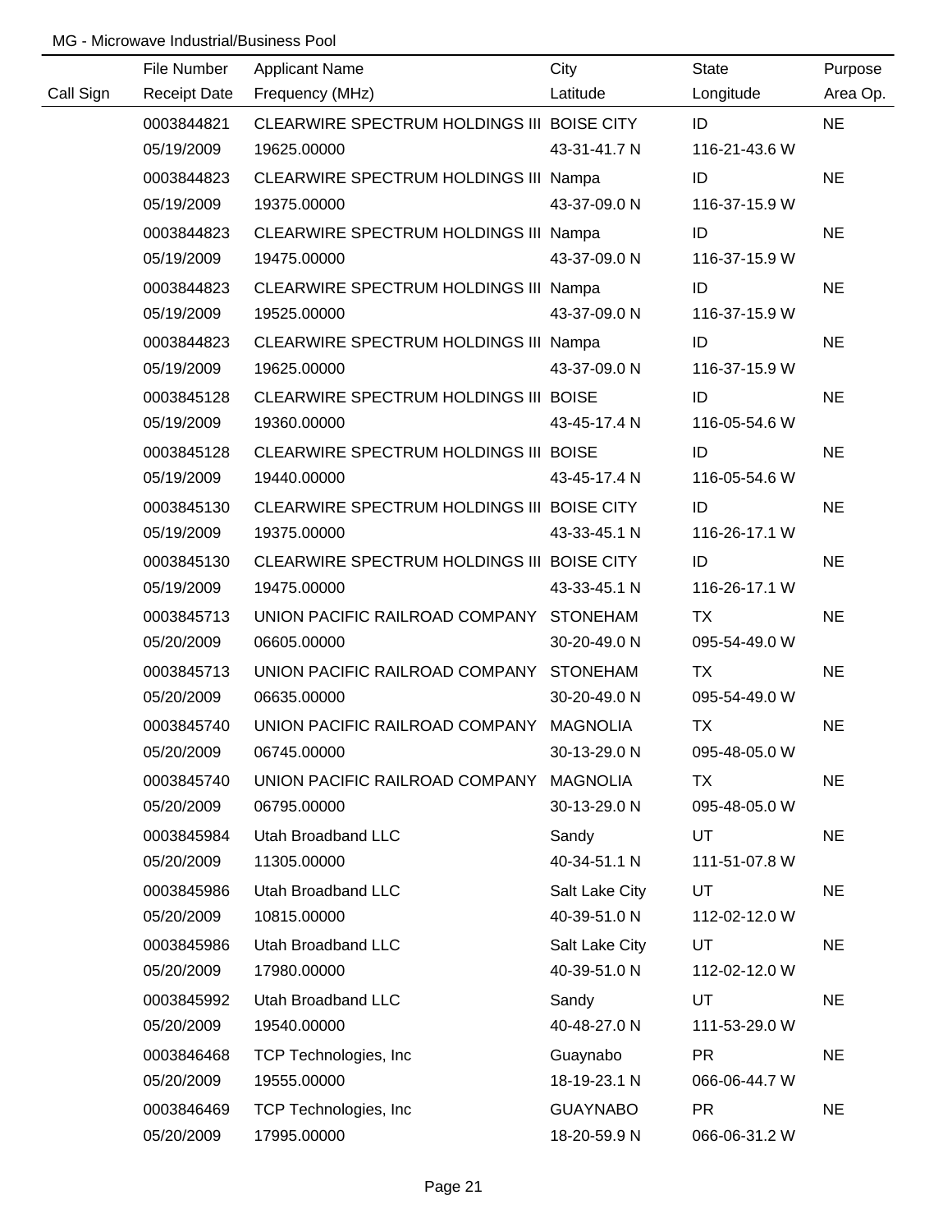MG - Microwave Industrial/Business Pool

| Call Sign | File Number<br>Receipt Date | Applicant Name<br>Frequency (MHz) | City<br>Latitude | State<br>Longitude | Purpose<br>Area Op. |
|---|---|---|---|---|---|
| | 0003844821<br>05/19/2009 | CLEARWIRE SPECTRUM HOLDINGS III<br>19625.00000 | BOISE CITY<br>43-31-41.7 N | ID<br>116-21-43.6 W | NE |
| | 0003844823<br>05/19/2009 | CLEARWIRE SPECTRUM HOLDINGS III<br>19375.00000 | Nampa<br>43-37-09.0 N | ID<br>116-37-15.9 W | NE |
| | 0003844823<br>05/19/2009 | CLEARWIRE SPECTRUM HOLDINGS III<br>19475.00000 | Nampa<br>43-37-09.0 N | ID<br>116-37-15.9 W | NE |
| | 0003844823<br>05/19/2009 | CLEARWIRE SPECTRUM HOLDINGS III<br>19525.00000 | Nampa<br>43-37-09.0 N | ID<br>116-37-15.9 W | NE |
| | 0003844823<br>05/19/2009 | CLEARWIRE SPECTRUM HOLDINGS III<br>19625.00000 | Nampa<br>43-37-09.0 N | ID<br>116-37-15.9 W | NE |
| | 0003845128<br>05/19/2009 | CLEARWIRE SPECTRUM HOLDINGS III<br>19360.00000 | BOISE<br>43-45-17.4 N | ID<br>116-05-54.6 W | NE |
| | 0003845128<br>05/19/2009 | CLEARWIRE SPECTRUM HOLDINGS III<br>19440.00000 | BOISE<br>43-45-17.4 N | ID<br>116-05-54.6 W | NE |
| | 0003845130<br>05/19/2009 | CLEARWIRE SPECTRUM HOLDINGS III<br>19375.00000 | BOISE CITY<br>43-33-45.1 N | ID<br>116-26-17.1 W | NE |
| | 0003845130<br>05/19/2009 | CLEARWIRE SPECTRUM HOLDINGS III<br>19475.00000 | BOISE CITY<br>43-33-45.1 N | ID<br>116-26-17.1 W | NE |
| | 0003845713<br>05/20/2009 | UNION PACIFIC RAILROAD COMPANY<br>06605.00000 | STONEHAM<br>30-20-49.0 N | TX<br>095-54-49.0 W | NE |
| | 0003845713<br>05/20/2009 | UNION PACIFIC RAILROAD COMPANY<br>06635.00000 | STONEHAM<br>30-20-49.0 N | TX<br>095-54-49.0 W | NE |
| | 0003845740<br>05/20/2009 | UNION PACIFIC RAILROAD COMPANY<br>06745.00000 | MAGNOLIA<br>30-13-29.0 N | TX<br>095-48-05.0 W | NE |
| | 0003845740<br>05/20/2009 | UNION PACIFIC RAILROAD COMPANY<br>06795.00000 | MAGNOLIA<br>30-13-29.0 N | TX<br>095-48-05.0 W | NE |
| | 0003845984<br>05/20/2009 | Utah Broadband LLC<br>11305.00000 | Sandy<br>40-34-51.1 N | UT<br>111-51-07.8 W | NE |
| | 0003845986<br>05/20/2009 | Utah Broadband LLC<br>10815.00000 | Salt Lake City<br>40-39-51.0 N | UT<br>112-02-12.0 W | NE |
| | 0003845986<br>05/20/2009 | Utah Broadband LLC<br>17980.00000 | Salt Lake City<br>40-39-51.0 N | UT<br>112-02-12.0 W | NE |
| | 0003845992<br>05/20/2009 | Utah Broadband LLC<br>19540.00000 | Sandy<br>40-48-27.0 N | UT<br>111-53-29.0 W | NE |
| | 0003846468<br>05/20/2009 | TCP Technologies, Inc<br>19555.00000 | Guaynabo<br>18-19-23.1 N | PR<br>066-06-44.7 W | NE |
| | 0003846469<br>05/20/2009 | TCP Technologies, Inc<br>17995.00000 | GUAYNABO<br>18-20-59.9 N | PR<br>066-06-31.2 W | NE |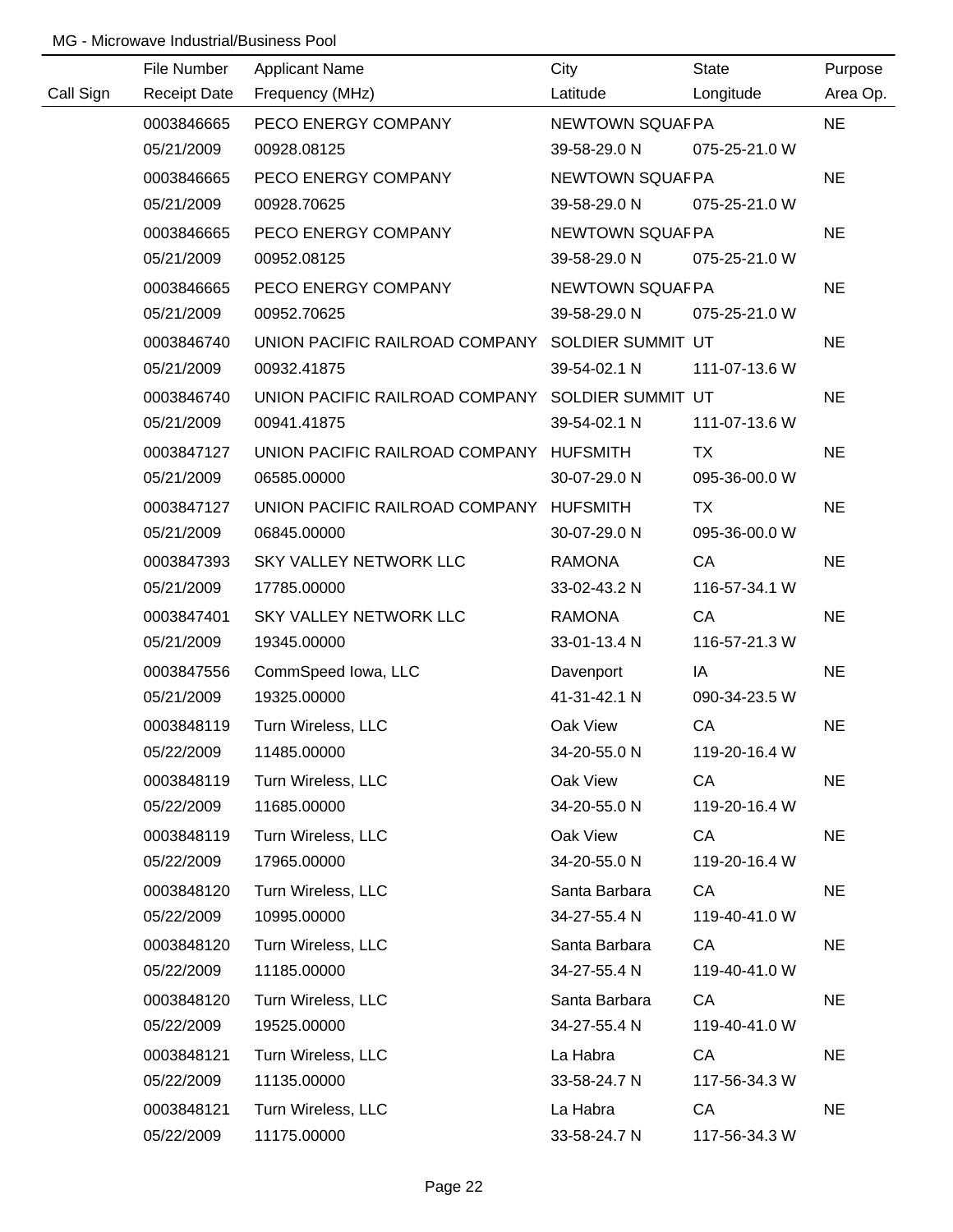MG - Microwave Industrial/Business Pool

| Call Sign | File Number<br>Receipt Date | Applicant Name<br>Frequency (MHz) | City<br>Latitude | State<br>Longitude | Purpose<br>Area Op. |
|---|---|---|---|---|---|
| | 0003846665<br>05/21/2009 | PECO ENERGY COMPANY<br>00928.08125 | NEWTOWN SQUAF<br>39-58-29.0 N | PA<br>075-25-21.0 W | NE |
| | 0003846665<br>05/21/2009 | PECO ENERGY COMPANY<br>00928.70625 | NEWTOWN SQUAF<br>39-58-29.0 N | PA<br>075-25-21.0 W | NE |
| | 0003846665<br>05/21/2009 | PECO ENERGY COMPANY<br>00952.08125 | NEWTOWN SQUAF<br>39-58-29.0 N | PA<br>075-25-21.0 W | NE |
| | 0003846665<br>05/21/2009 | PECO ENERGY COMPANY<br>00952.70625 | NEWTOWN SQUAF<br>39-58-29.0 N | PA<br>075-25-21.0 W | NE |
| | 0003846740<br>05/21/2009 | UNION PACIFIC RAILROAD COMPANY<br>00932.41875 | SOLDIER SUMMIT<br>39-54-02.1 N | UT<br>111-07-13.6 W | NE |
| | 0003846740<br>05/21/2009 | UNION PACIFIC RAILROAD COMPANY<br>00941.41875 | SOLDIER SUMMIT<br>39-54-02.1 N | UT<br>111-07-13.6 W | NE |
| | 0003847127<br>05/21/2009 | UNION PACIFIC RAILROAD COMPANY<br>06585.00000 | HUFSMITH<br>30-07-29.0 N | TX<br>095-36-00.0 W | NE |
| | 0003847127<br>05/21/2009 | UNION PACIFIC RAILROAD COMPANY<br>06845.00000 | HUFSMITH<br>30-07-29.0 N | TX<br>095-36-00.0 W | NE |
| | 0003847393<br>05/21/2009 | SKY VALLEY NETWORK LLC<br>17785.00000 | RAMONA<br>33-02-43.2 N | CA<br>116-57-34.1 W | NE |
| | 0003847401<br>05/21/2009 | SKY VALLEY NETWORK LLC<br>19345.00000 | RAMONA<br>33-01-13.4 N | CA<br>116-57-21.3 W | NE |
| | 0003847556<br>05/21/2009 | CommSpeed Iowa, LLC<br>19325.00000 | Davenport<br>41-31-42.1 N | IA<br>090-34-23.5 W | NE |
| | 0003848119<br>05/22/2009 | Turn Wireless, LLC<br>11485.00000 | Oak View<br>34-20-55.0 N | CA<br>119-20-16.4 W | NE |
| | 0003848119<br>05/22/2009 | Turn Wireless, LLC<br>11685.00000 | Oak View<br>34-20-55.0 N | CA<br>119-20-16.4 W | NE |
| | 0003848119<br>05/22/2009 | Turn Wireless, LLC<br>17965.00000 | Oak View<br>34-20-55.0 N | CA<br>119-20-16.4 W | NE |
| | 0003848120<br>05/22/2009 | Turn Wireless, LLC<br>10995.00000 | Santa Barbara<br>34-27-55.4 N | CA<br>119-40-41.0 W | NE |
| | 0003848120<br>05/22/2009 | Turn Wireless, LLC<br>11185.00000 | Santa Barbara<br>34-27-55.4 N | CA<br>119-40-41.0 W | NE |
| | 0003848120<br>05/22/2009 | Turn Wireless, LLC<br>19525.00000 | Santa Barbara<br>34-27-55.4 N | CA<br>119-40-41.0 W | NE |
| | 0003848121<br>05/22/2009 | Turn Wireless, LLC<br>11135.00000 | La Habra<br>33-58-24.7 N | CA<br>117-56-34.3 W | NE |
| | 0003848121<br>05/22/2009 | Turn Wireless, LLC<br>11175.00000 | La Habra<br>33-58-24.7 N | CA<br>117-56-34.3 W | NE |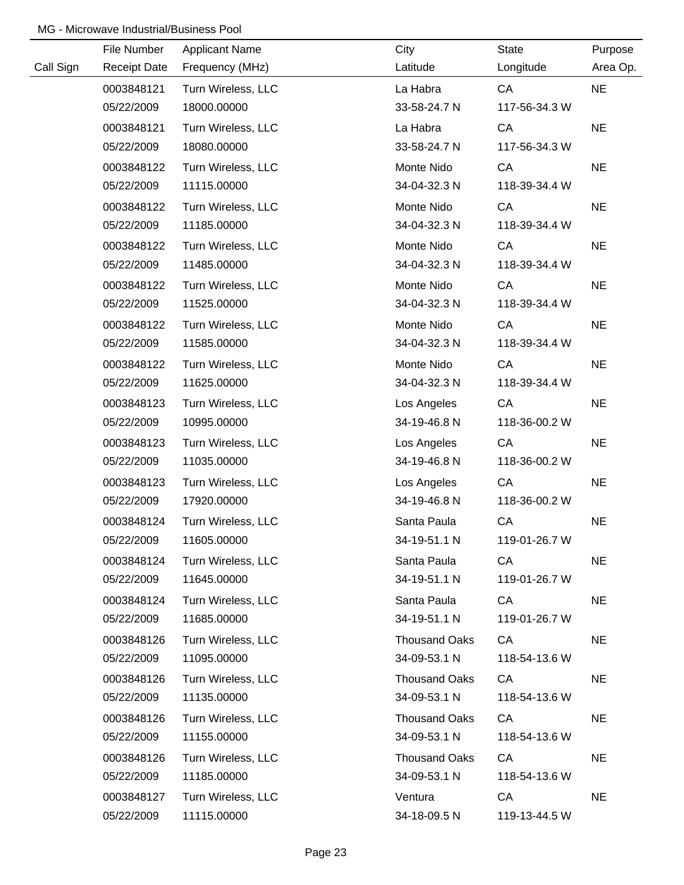MG - Microwave Industrial/Business Pool

| Call Sign | File Number<br>Receipt Date | Applicant Name<br>Frequency (MHz) | City<br>Latitude | State<br>Longitude | Purpose<br>Area Op. |
|---|---|---|---|---|---|
| | 0003848121<br>05/22/2009 | Turn Wireless, LLC<br>18000.00000 | La Habra<br>33-58-24.7 N | CA<br>117-56-34.3 W | NE |
| | 0003848121<br>05/22/2009 | Turn Wireless, LLC<br>18080.00000 | La Habra<br>33-58-24.7 N | CA<br>117-56-34.3 W | NE |
| | 0003848122<br>05/22/2009 | Turn Wireless, LLC<br>11115.00000 | Monte Nido<br>34-04-32.3 N | CA<br>118-39-34.4 W | NE |
| | 0003848122<br>05/22/2009 | Turn Wireless, LLC<br>11185.00000 | Monte Nido<br>34-04-32.3 N | CA<br>118-39-34.4 W | NE |
| | 0003848122<br>05/22/2009 | Turn Wireless, LLC<br>11485.00000 | Monte Nido<br>34-04-32.3 N | CA<br>118-39-34.4 W | NE |
| | 0003848122<br>05/22/2009 | Turn Wireless, LLC<br>11525.00000 | Monte Nido<br>34-04-32.3 N | CA<br>118-39-34.4 W | NE |
| | 0003848122<br>05/22/2009 | Turn Wireless, LLC<br>11585.00000 | Monte Nido<br>34-04-32.3 N | CA<br>118-39-34.4 W | NE |
| | 0003848122<br>05/22/2009 | Turn Wireless, LLC<br>11625.00000 | Monte Nido<br>34-04-32.3 N | CA<br>118-39-34.4 W | NE |
| | 0003848123<br>05/22/2009 | Turn Wireless, LLC<br>10995.00000 | Los Angeles<br>34-19-46.8 N | CA<br>118-36-00.2 W | NE |
| | 0003848123<br>05/22/2009 | Turn Wireless, LLC<br>11035.00000 | Los Angeles<br>34-19-46.8 N | CA<br>118-36-00.2 W | NE |
| | 0003848123<br>05/22/2009 | Turn Wireless, LLC<br>17920.00000 | Los Angeles<br>34-19-46.8 N | CA<br>118-36-00.2 W | NE |
| | 0003848124<br>05/22/2009 | Turn Wireless, LLC<br>11605.00000 | Santa Paula<br>34-19-51.1 N | CA<br>119-01-26.7 W | NE |
| | 0003848124<br>05/22/2009 | Turn Wireless, LLC<br>11645.00000 | Santa Paula<br>34-19-51.1 N | CA<br>119-01-26.7 W | NE |
| | 0003848124<br>05/22/2009 | Turn Wireless, LLC<br>11685.00000 | Santa Paula<br>34-19-51.1 N | CA<br>119-01-26.7 W | NE |
| | 0003848126<br>05/22/2009 | Turn Wireless, LLC<br>11095.00000 | Thousand Oaks<br>34-09-53.1 N | CA<br>118-54-13.6 W | NE |
| | 0003848126<br>05/22/2009 | Turn Wireless, LLC<br>11135.00000 | Thousand Oaks<br>34-09-53.1 N | CA<br>118-54-13.6 W | NE |
| | 0003848126<br>05/22/2009 | Turn Wireless, LLC<br>11155.00000 | Thousand Oaks<br>34-09-53.1 N | CA<br>118-54-13.6 W | NE |
| | 0003848126<br>05/22/2009 | Turn Wireless, LLC<br>11185.00000 | Thousand Oaks<br>34-09-53.1 N | CA<br>118-54-13.6 W | NE |
| | 0003848127<br>05/22/2009 | Turn Wireless, LLC<br>11115.00000 | Ventura<br>34-18-09.5 N | CA<br>119-13-44.5 W | NE |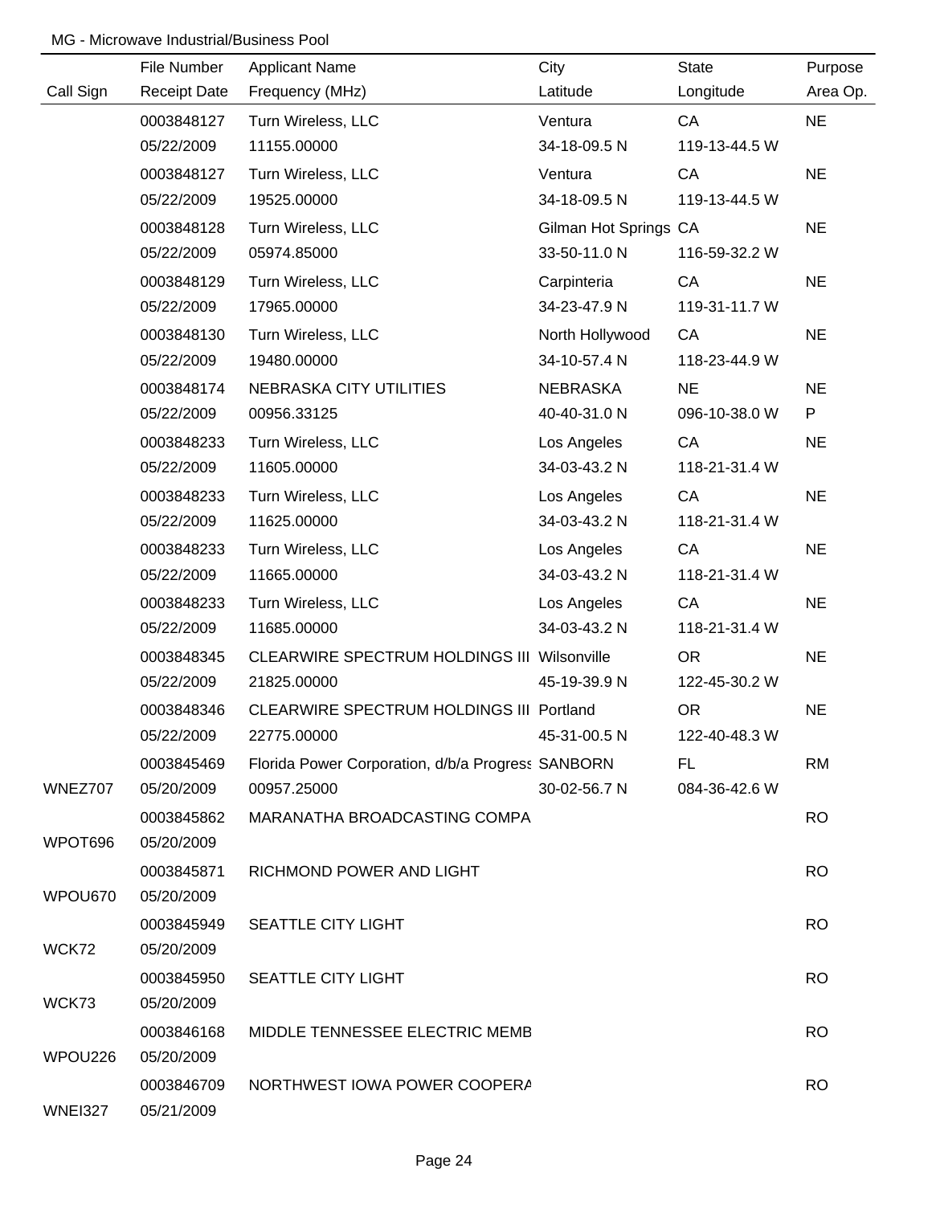MG - Microwave Industrial/Business Pool

| Call Sign | File Number / Receipt Date | Applicant Name / Frequency (MHz) | City / Latitude | State / Longitude | Purpose / Area Op. |
|---|---|---|---|---|---|
| | 0003848127<br>05/22/2009 | Turn Wireless, LLC<br>11155.00000 | Ventura<br>34-18-09.5 N | CA<br>119-13-44.5 W | NE |
| | 0003848127<br>05/22/2009 | Turn Wireless, LLC<br>19525.00000 | Ventura<br>34-18-09.5 N | CA<br>119-13-44.5 W | NE |
| | 0003848128<br>05/22/2009 | Turn Wireless, LLC<br>05974.85000 | Gilman Hot Springs<br>33-50-11.0 N | CA<br>116-59-32.2 W | NE |
| | 0003848129<br>05/22/2009 | Turn Wireless, LLC<br>17965.00000 | Carpinteria<br>34-23-47.9 N | CA<br>119-31-11.7 W | NE |
| | 0003848130<br>05/22/2009 | Turn Wireless, LLC<br>19480.00000 | North Hollywood<br>34-10-57.4 N | CA<br>118-23-44.9 W | NE |
| | 0003848174<br>05/22/2009 | NEBRASKA CITY UTILITIES<br>00956.33125 | NEBRASKA<br>40-40-31.0 N | NE<br>096-10-38.0 W | NE<br>P |
| | 0003848233<br>05/22/2009 | Turn Wireless, LLC<br>11605.00000 | Los Angeles<br>34-03-43.2 N | CA<br>118-21-31.4 W | NE |
| | 0003848233<br>05/22/2009 | Turn Wireless, LLC<br>11625.00000 | Los Angeles<br>34-03-43.2 N | CA<br>118-21-31.4 W | NE |
| | 0003848233<br>05/22/2009 | Turn Wireless, LLC<br>11665.00000 | Los Angeles<br>34-03-43.2 N | CA<br>118-21-31.4 W | NE |
| | 0003848233<br>05/22/2009 | Turn Wireless, LLC<br>11685.00000 | Los Angeles<br>34-03-43.2 N | CA<br>118-21-31.4 W | NE |
| | 0003848345<br>05/22/2009 | CLEARWIRE SPECTRUM HOLDINGS III<br>21825.00000 | Wilsonville<br>45-19-39.9 N | OR<br>122-45-30.2 W | NE |
| | 0003848346<br>05/22/2009 | CLEARWIRE SPECTRUM HOLDINGS III<br>22775.00000 | Portland<br>45-31-00.5 N | OR<br>122-40-48.3 W | NE |
| WNEZ707 | 0003845469<br>05/20/2009 | Florida Power Corporation, d/b/a Progress<br>00957.25000 | SANBORN<br>30-02-56.7 N | FL<br>084-36-42.6 W | RM |
| WPOT696 | 0003845862<br>05/20/2009 | MARANATHA BROADCASTING COMPA | | | RO |
| WPOU670 | 0003845871<br>05/20/2009 | RICHMOND POWER AND LIGHT | | | RO |
| WCK72 | 0003845949<br>05/20/2009 | SEATTLE CITY LIGHT | | | RO |
| WCK73 | 0003845950<br>05/20/2009 | SEATTLE CITY LIGHT | | | RO |
| WPOU226 | 0003846168<br>05/20/2009 | MIDDLE TENNESSEE ELECTRIC MEMB | | | RO |
| WNEI327 | 0003846709<br>05/21/2009 | NORTHWEST IOWA POWER COOPERA | | | RO |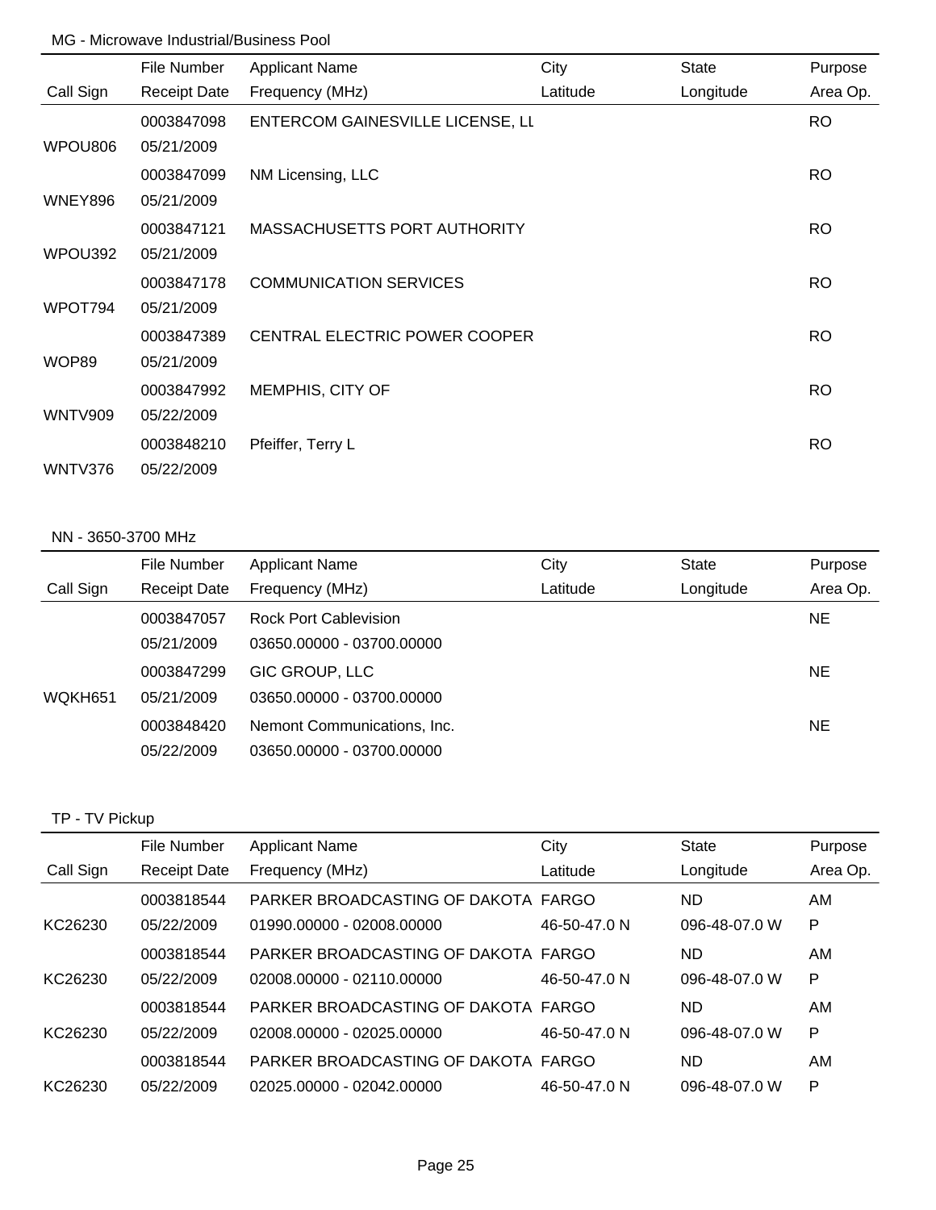MG - Microwave Industrial/Business Pool

| Call Sign | File Number / Receipt Date | Applicant Name / Frequency (MHz) | City / Latitude | State / Longitude | Purpose / Area Op. |
|---|---|---|---|---|---|
| WPOU806 | 0003847098<br>05/21/2009 | ENTERCOM GAINESVILLE LICENSE, LL | | | RO |
| WNEY896 | 0003847099<br>05/21/2009 | NM Licensing, LLC | | | RO |
| WPOU392 | 0003847121<br>05/21/2009 | MASSACHUSETTS PORT AUTHORITY | | | RO |
| WPOT794 | 0003847178<br>05/21/2009 | COMMUNICATION SERVICES | | | RO |
| WOP89 | 0003847389<br>05/21/2009 | CENTRAL ELECTRIC POWER COOPER | | | RO |
| WNTV909 | 0003847992<br>05/22/2009 | MEMPHIS, CITY OF | | | RO |
| WNTV376 | 0003848210<br>05/22/2009 | Pfeiffer, Terry L | | | RO |

NN - 3650-3700 MHz

| Call Sign | File Number / Receipt Date | Applicant Name / Frequency (MHz) | City / Latitude | State / Longitude | Purpose / Area Op. |
|---|---|---|---|---|---|
| | 0003847057<br>05/21/2009 | Rock Port Cablevision<br>03650.00000 - 03700.00000 | | | NE |
| WQKH651 | 0003847299<br>05/21/2009 | GIC GROUP, LLC<br>03650.00000 - 03700.00000 | | | NE |
| | 0003848420<br>05/22/2009 | Nemont Communications, Inc.<br>03650.00000 - 03700.00000 | | | NE |

TP - TV Pickup

| Call Sign | File Number / Receipt Date | Applicant Name / Frequency (MHz) | City / Latitude | State / Longitude | Purpose / Area Op. |
|---|---|---|---|---|---|
| KC26230 | 0003818544<br>05/22/2009 | PARKER BROADCASTING OF DAKOTA<br>01990.00000 - 02008.00000 | FARGO<br>46-50-47.0 N | ND<br>096-48-07.0 W | AM<br>P |
| KC26230 | 0003818544<br>05/22/2009 | PARKER BROADCASTING OF DAKOTA<br>02008.00000 - 02110.00000 | FARGO<br>46-50-47.0 N | ND<br>096-48-07.0 W | AM<br>P |
| KC26230 | 0003818544<br>05/22/2009 | PARKER BROADCASTING OF DAKOTA<br>02008.00000 - 02025.00000 | FARGO<br>46-50-47.0 N | ND<br>096-48-07.0 W | AM<br>P |
| KC26230 | 0003818544<br>05/22/2009 | PARKER BROADCASTING OF DAKOTA<br>02025.00000 - 02042.00000 | FARGO<br>46-50-47.0 N | ND<br>096-48-07.0 W | AM<br>P |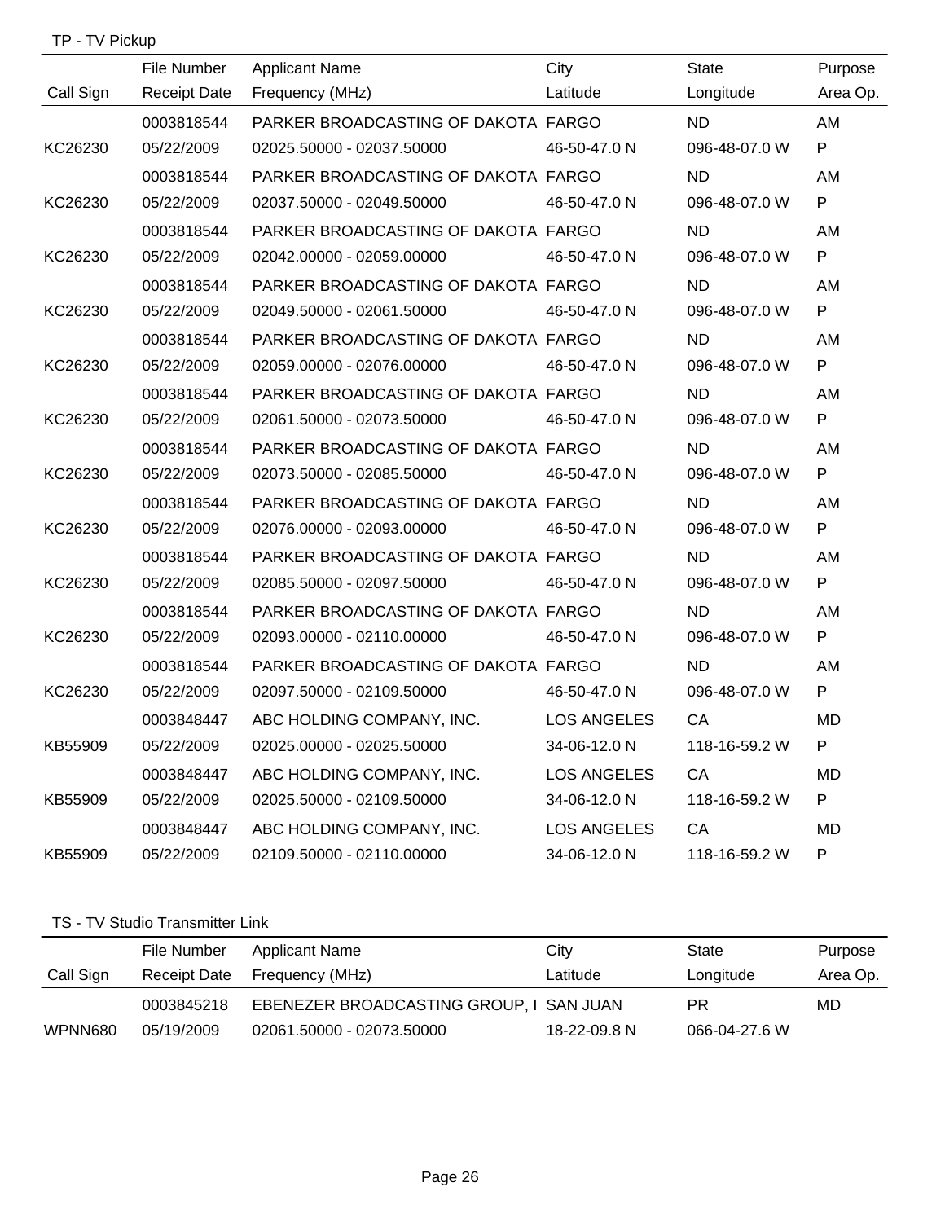TP - TV Pickup

| Call Sign | File Number<br>Receipt Date | Applicant Name<br>Frequency (MHz) | City<br>Latitude | State<br>Longitude | Purpose<br>Area Op. |
|---|---|---|---|---|---|
| KC26230 | 0003818544<br>05/22/2009 | PARKER BROADCASTING OF DAKOTA<br>02025.50000 - 02037.50000 | FARGO<br>46-50-47.0 N | ND<br>096-48-07.0 W | AM<br>P |
| KC26230 | 0003818544<br>05/22/2009 | PARKER BROADCASTING OF DAKOTA<br>02037.50000 - 02049.50000 | FARGO<br>46-50-47.0 N | ND<br>096-48-07.0 W | AM<br>P |
| KC26230 | 0003818544<br>05/22/2009 | PARKER BROADCASTING OF DAKOTA<br>02042.00000 - 02059.00000 | FARGO<br>46-50-47.0 N | ND<br>096-48-07.0 W | AM<br>P |
| KC26230 | 0003818544<br>05/22/2009 | PARKER BROADCASTING OF DAKOTA<br>02049.50000 - 02061.50000 | FARGO<br>46-50-47.0 N | ND<br>096-48-07.0 W | AM<br>P |
| KC26230 | 0003818544<br>05/22/2009 | PARKER BROADCASTING OF DAKOTA<br>02059.00000 - 02076.00000 | FARGO<br>46-50-47.0 N | ND<br>096-48-07.0 W | AM<br>P |
| KC26230 | 0003818544<br>05/22/2009 | PARKER BROADCASTING OF DAKOTA<br>02061.50000 - 02073.50000 | FARGO<br>46-50-47.0 N | ND<br>096-48-07.0 W | AM<br>P |
| KC26230 | 0003818544<br>05/22/2009 | PARKER BROADCASTING OF DAKOTA<br>02073.50000 - 02085.50000 | FARGO<br>46-50-47.0 N | ND<br>096-48-07.0 W | AM<br>P |
| KC26230 | 0003818544<br>05/22/2009 | PARKER BROADCASTING OF DAKOTA<br>02076.00000 - 02093.00000 | FARGO<br>46-50-47.0 N | ND<br>096-48-07.0 W | AM<br>P |
| KC26230 | 0003818544<br>05/22/2009 | PARKER BROADCASTING OF DAKOTA<br>02085.50000 - 02097.50000 | FARGO<br>46-50-47.0 N | ND<br>096-48-07.0 W | AM<br>P |
| KC26230 | 0003818544<br>05/22/2009 | PARKER BROADCASTING OF DAKOTA<br>02093.00000 - 02110.00000 | FARGO<br>46-50-47.0 N | ND<br>096-48-07.0 W | AM<br>P |
| KC26230 | 0003818544<br>05/22/2009 | PARKER BROADCASTING OF DAKOTA<br>02097.50000 - 02109.50000 | FARGO<br>46-50-47.0 N | ND<br>096-48-07.0 W | AM<br>P |
| KB55909 | 0003848447<br>05/22/2009 | ABC HOLDING COMPANY, INC.<br>02025.00000 - 02025.50000 | LOS ANGELES<br>34-06-12.0 N | CA<br>118-16-59.2 W | MD<br>P |
| KB55909 | 0003848447<br>05/22/2009 | ABC HOLDING COMPANY, INC.<br>02025.50000 - 02109.50000 | LOS ANGELES<br>34-06-12.0 N | CA<br>118-16-59.2 W | MD<br>P |
| KB55909 | 0003848447<br>05/22/2009 | ABC HOLDING COMPANY, INC.<br>02109.50000 - 02110.00000 | LOS ANGELES<br>34-06-12.0 N | CA<br>118-16-59.2 W | MD<br>P |

TS - TV Studio Transmitter Link

| Call Sign | File Number<br>Receipt Date | Applicant Name<br>Frequency (MHz) | City<br>Latitude | State<br>Longitude | Purpose<br>Area Op. |
|---|---|---|---|---|---|
| WPNN680 | 0003845218<br>05/19/2009 | EBENEZER BROADCASTING GROUP, I<br>02061.50000 - 02073.50000 | SAN JUAN<br>18-22-09.8 N | PR<br>066-04-27.6 W | MD |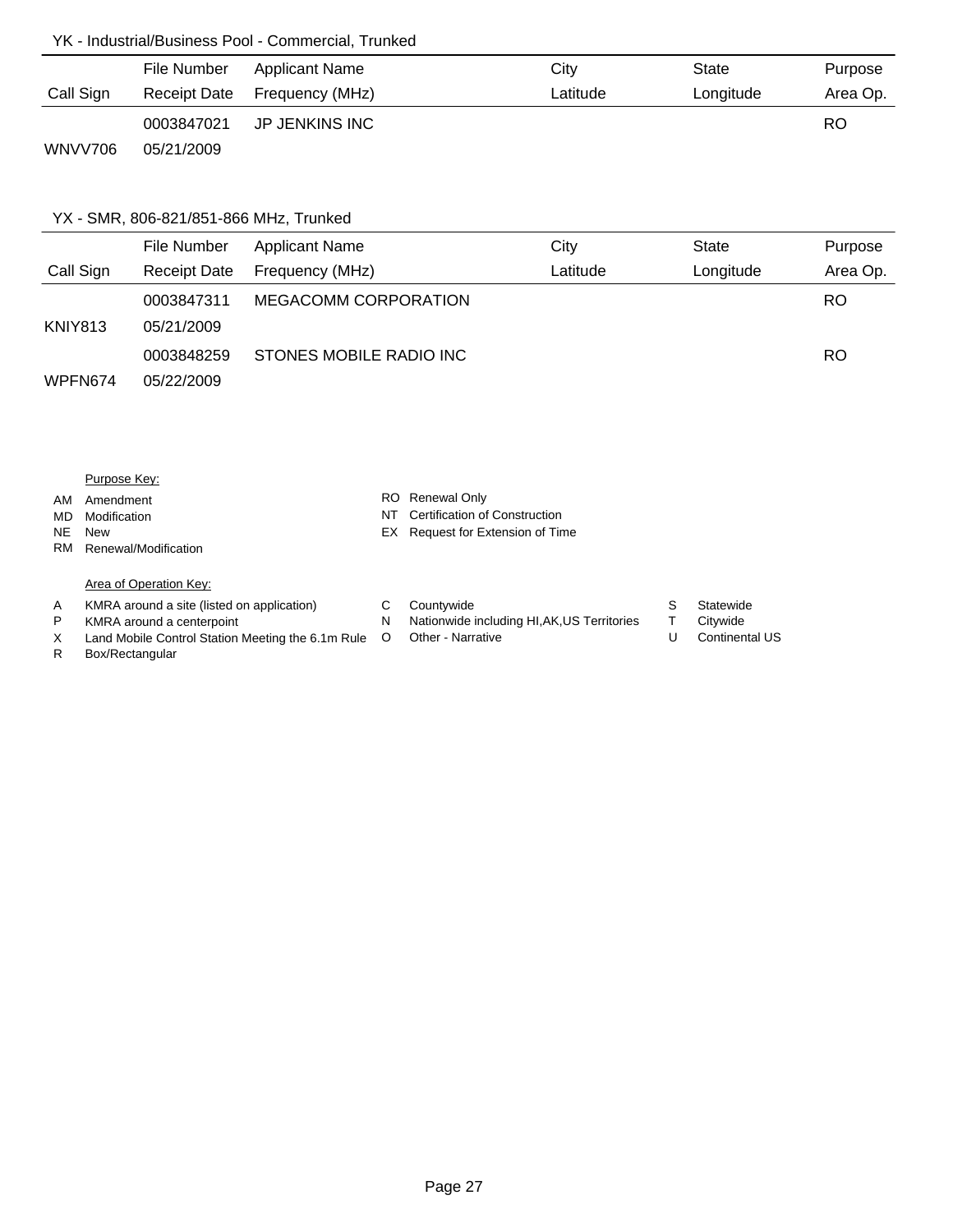YK - Industrial/Business Pool - Commercial, Trunked

| | File Number | Applicant Name | City | State | Purpose |
|---|---|---|---|---|---|
| Call Sign | Receipt Date | Frequency (MHz) | Latitude | Longitude | Area Op. |
| | 0003847021 | JP JENKINS INC | | | RO |
| WNVV706 | 05/21/2009 | | | | |

YX - SMR, 806-821/851-866 MHz, Trunked

| | File Number | Applicant Name | City | State | Purpose |
|---|---|---|---|---|---|
| Call Sign | Receipt Date | Frequency (MHz) | Latitude | Longitude | Area Op. |
| | 0003847311 | MEGACOMM CORPORATION | | | RO |
| KNIY813 | 05/21/2009 | | | | |
| | 0003848259 | STONES MOBILE RADIO INC | | | RO |
| WPFN674 | 05/22/2009 | | | | |

Purpose Key:

- AM Amendment
- MD Modification
- NE New
- RM Renewal/Modification
- RO Renewal Only
- NT Certification of Construction
- EX Request for Extension of Time

Area of Operation Key:

- A KMRA around a site (listed on application)
- P KMRA around a centerpoint
- X Land Mobile Control Station Meeting the 6.1m Rule
- R Box/Rectangular
- C Countywide
- N Nationwide including HI,AK,US Territories
- O Other - Narrative
- S Statewide
- T Citywide
- U Continental US